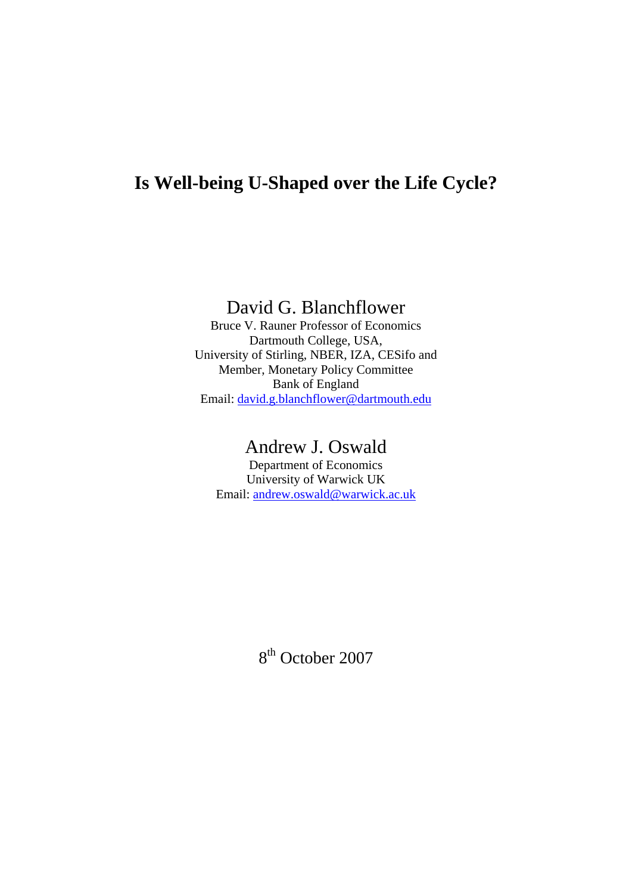# Is Well-being U-Shaped over the Life Cycle?

David G. Blanchflower
Bruce V. Rauner Professor of Economics
Dartmouth College, USA,
University of Stirling, NBER, IZA, CESifo and
Member, Monetary Policy Committee
Bank of England
Email: david.g.blanchflower@dartmouth.edu

Andrew J. Oswald
Department of Economics
University of Warwick UK
Email: andrew.oswald@warwick.ac.uk

8th October 2007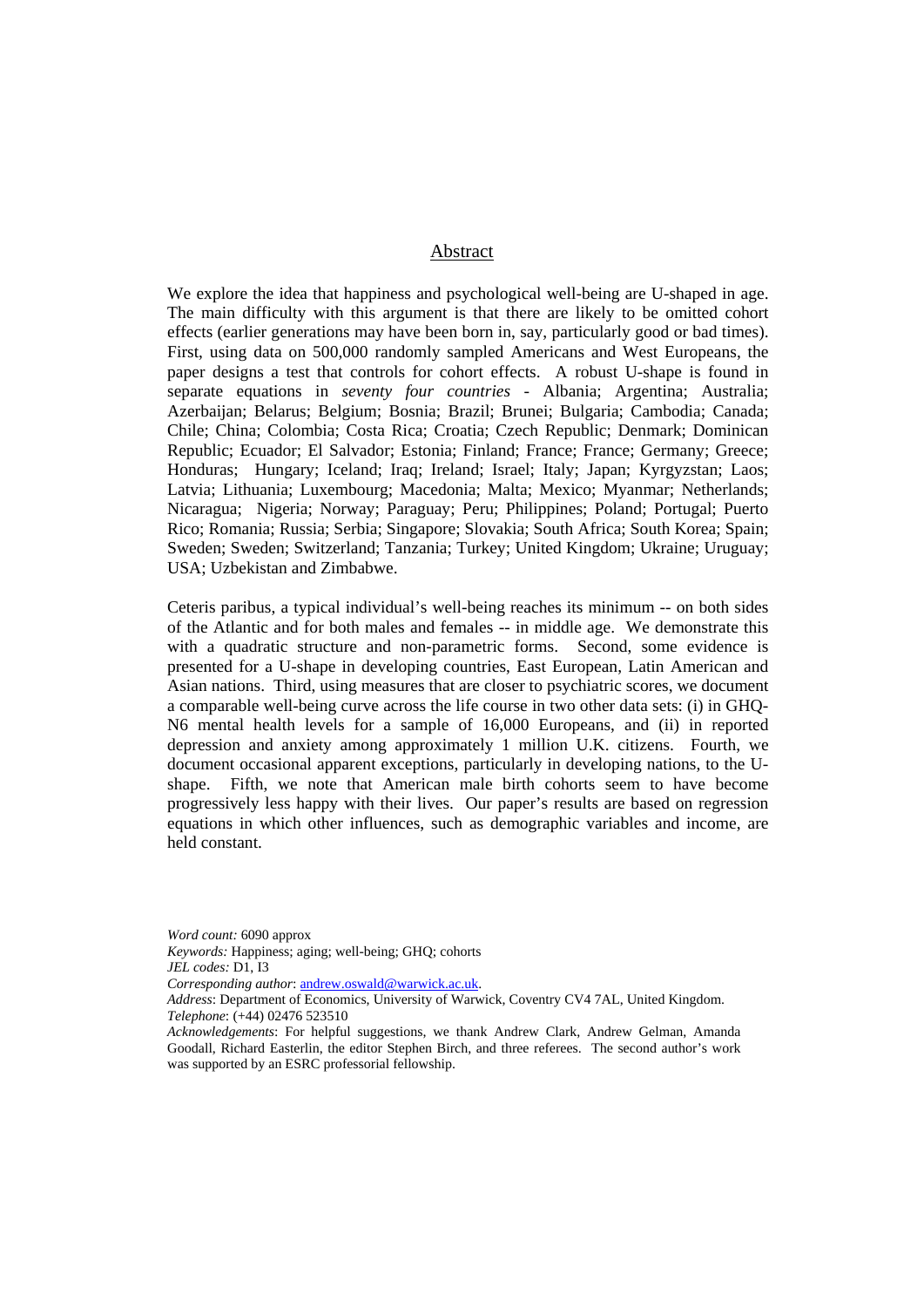## Abstract

We explore the idea that happiness and psychological well-being are U-shaped in age. The main difficulty with this argument is that there are likely to be omitted cohort effects (earlier generations may have been born in, say, particularly good or bad times). First, using data on 500,000 randomly sampled Americans and West Europeans, the paper designs a test that controls for cohort effects. A robust U-shape is found in separate equations in *seventy four countries* - Albania; Argentina; Australia; Azerbaijan; Belarus; Belgium; Bosnia; Brazil; Brunei; Bulgaria; Cambodia; Canada; Chile; China; Colombia; Costa Rica; Croatia; Czech Republic; Denmark; Dominican Republic; Ecuador; El Salvador; Estonia; Finland; France; France; Germany; Greece; Honduras; Hungary; Iceland; Iraq; Ireland; Israel; Italy; Japan; Kyrgyzstan; Laos; Latvia; Lithuania; Luxembourg; Macedonia; Malta; Mexico; Myanmar; Netherlands; Nicaragua; Nigeria; Norway; Paraguay; Peru; Philippines; Poland; Portugal; Puerto Rico; Romania; Russia; Serbia; Singapore; Slovakia; South Africa; South Korea; Spain; Sweden; Sweden; Switzerland; Tanzania; Turkey; United Kingdom; Ukraine; Uruguay; USA; Uzbekistan and Zimbabwe.

Ceteris paribus, a typical individual's well-being reaches its minimum -- on both sides of the Atlantic and for both males and females -- in middle age. We demonstrate this with a quadratic structure and non-parametric forms. Second, some evidence is presented for a U-shape in developing countries, East European, Latin American and Asian nations. Third, using measures that are closer to psychiatric scores, we document a comparable well-being curve across the life course in two other data sets: (i) in GHQ-N6 mental health levels for a sample of 16,000 Europeans, and (ii) in reported depression and anxiety among approximately 1 million U.K. citizens. Fourth, we document occasional apparent exceptions, particularly in developing nations, to the U-shape. Fifth, we note that American male birth cohorts seem to have become progressively less happy with their lives. Our paper's results are based on regression equations in which other influences, such as demographic variables and income, are held constant.

*Word count:* 6090 approx
*Keywords:* Happiness; aging; well-being; GHQ; cohorts
*JEL codes:* D1, I3
*Corresponding author*: andrew.oswald@warwick.ac.uk.
*Address*: Department of Economics, University of Warwick, Coventry CV4 7AL, United Kingdom.
*Telephone*: (+44) 02476 523510
*Acknowledgements*: For helpful suggestions, we thank Andrew Clark, Andrew Gelman, Amanda Goodall, Richard Easterlin, the editor Stephen Birch, and three referees. The second author's work was supported by an ESRC professorial fellowship.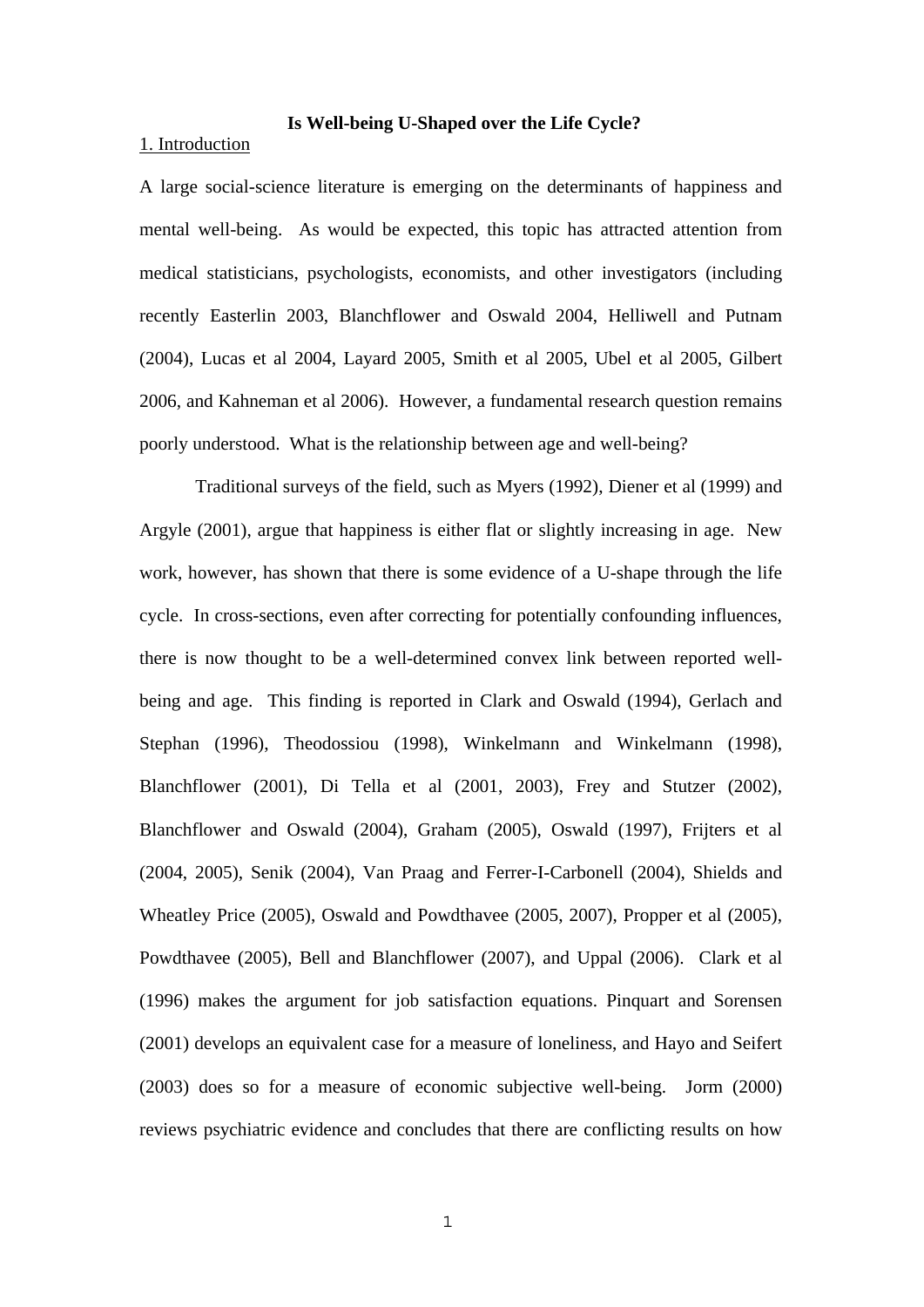# Is Well-being U-Shaped over the Life Cycle?

## 1. Introduction

A large social-science literature is emerging on the determinants of happiness and mental well-being. As would be expected, this topic has attracted attention from medical statisticians, psychologists, economists, and other investigators (including recently Easterlin 2003, Blanchflower and Oswald 2004, Helliwell and Putnam (2004), Lucas et al 2004, Layard 2005, Smith et al 2005, Ubel et al 2005, Gilbert 2006, and Kahneman et al 2006). However, a fundamental research question remains poorly understood. What is the relationship between age and well-being?

Traditional surveys of the field, such as Myers (1992), Diener et al (1999) and Argyle (2001), argue that happiness is either flat or slightly increasing in age. New work, however, has shown that there is some evidence of a U-shape through the life cycle. In cross-sections, even after correcting for potentially confounding influences, there is now thought to be a well-determined convex link between reported well-being and age. This finding is reported in Clark and Oswald (1994), Gerlach and Stephan (1996), Theodossiou (1998), Winkelmann and Winkelmann (1998), Blanchflower (2001), Di Tella et al (2001, 2003), Frey and Stutzer (2002), Blanchflower and Oswald (2004), Graham (2005), Oswald (1997), Frijters et al (2004, 2005), Senik (2004), Van Praag and Ferrer-I-Carbonell (2004), Shields and Wheatley Price (2005), Oswald and Powdthavee (2005, 2007), Propper et al (2005), Powdthavee (2005), Bell and Blanchflower (2007), and Uppal (2006). Clark et al (1996) makes the argument for job satisfaction equations. Pinquart and Sorensen (2001) develops an equivalent case for a measure of loneliness, and Hayo and Seifert (2003) does so for a measure of economic subjective well-being. Jorm (2000) reviews psychiatric evidence and concludes that there are conflicting results on how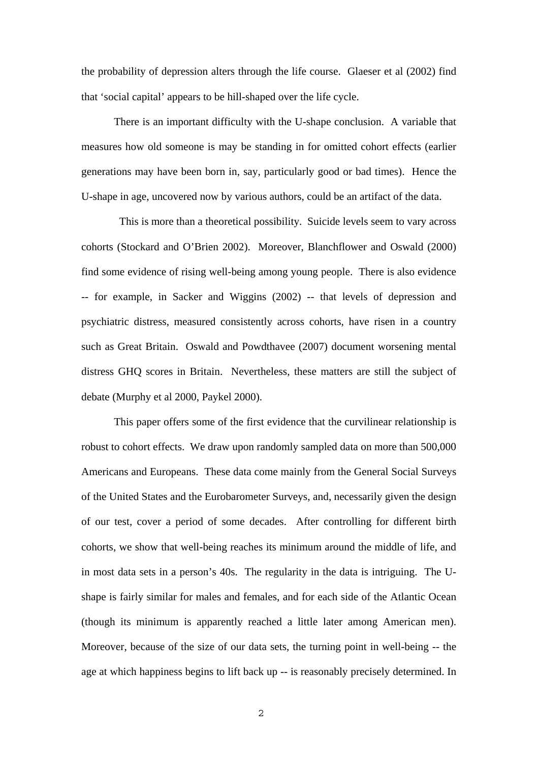the probability of depression alters through the life course. Glaeser et al (2002) find that 'social capital' appears to be hill-shaped over the life cycle.

There is an important difficulty with the U-shape conclusion. A variable that measures how old someone is may be standing in for omitted cohort effects (earlier generations may have been born in, say, particularly good or bad times). Hence the U-shape in age, uncovered now by various authors, could be an artifact of the data.

This is more than a theoretical possibility. Suicide levels seem to vary across cohorts (Stockard and O'Brien 2002). Moreover, Blanchflower and Oswald (2000) find some evidence of rising well-being among young people. There is also evidence -- for example, in Sacker and Wiggins (2002) -- that levels of depression and psychiatric distress, measured consistently across cohorts, have risen in a country such as Great Britain. Oswald and Powdthavee (2007) document worsening mental distress GHQ scores in Britain. Nevertheless, these matters are still the subject of debate (Murphy et al 2000, Paykel 2000).

This paper offers some of the first evidence that the curvilinear relationship is robust to cohort effects. We draw upon randomly sampled data on more than 500,000 Americans and Europeans. These data come mainly from the General Social Surveys of the United States and the Eurobarometer Surveys, and, necessarily given the design of our test, cover a period of some decades. After controlling for different birth cohorts, we show that well-being reaches its minimum around the middle of life, and in most data sets in a person's 40s. The regularity in the data is intriguing. The U-shape is fairly similar for males and females, and for each side of the Atlantic Ocean (though its minimum is apparently reached a little later among American men). Moreover, because of the size of our data sets, the turning point in well-being -- the age at which happiness begins to lift back up -- is reasonably precisely determined. In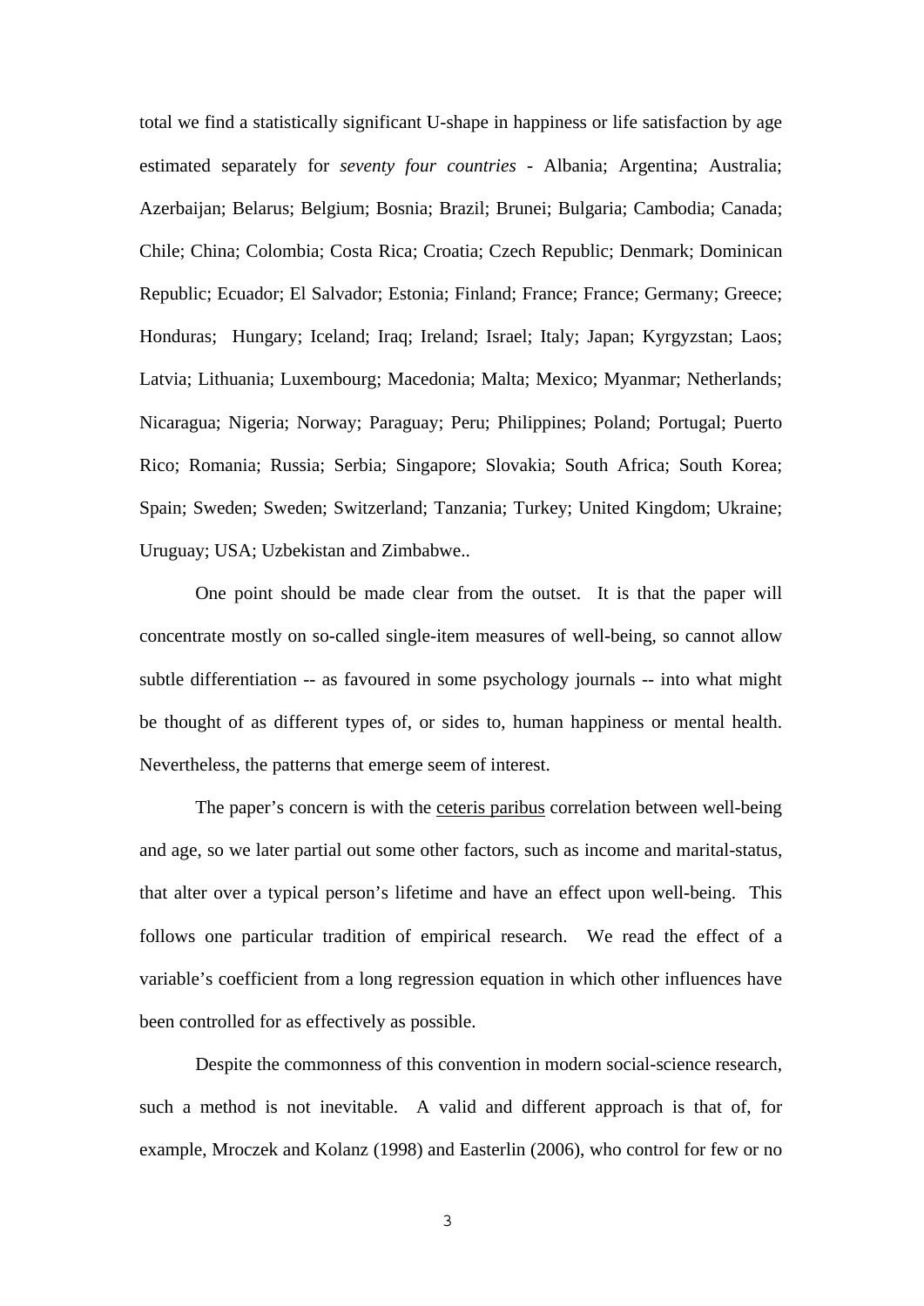total we find a statistically significant U-shape in happiness or life satisfaction by age estimated separately for *seventy four countries* - Albania; Argentina; Australia; Azerbaijan; Belarus; Belgium; Bosnia; Brazil; Brunei; Bulgaria; Cambodia; Canada; Chile; China; Colombia; Costa Rica; Croatia; Czech Republic; Denmark; Dominican Republic; Ecuador; El Salvador; Estonia; Finland; France; France; Germany; Greece; Honduras; Hungary; Iceland; Iraq; Ireland; Israel; Italy; Japan; Kyrgyzstan; Laos; Latvia; Lithuania; Luxembourg; Macedonia; Malta; Mexico; Myanmar; Netherlands; Nicaragua; Nigeria; Norway; Paraguay; Peru; Philippines; Poland; Portugal; Puerto Rico; Romania; Russia; Serbia; Singapore; Slovakia; South Africa; South Korea; Spain; Sweden; Sweden; Switzerland; Tanzania; Turkey; United Kingdom; Ukraine; Uruguay; USA; Uzbekistan and Zimbabwe..

One point should be made clear from the outset. It is that the paper will concentrate mostly on so-called single-item measures of well-being, so cannot allow subtle differentiation -- as favoured in some psychology journals -- into what might be thought of as different types of, or sides to, human happiness or mental health. Nevertheless, the patterns that emerge seem of interest.

The paper's concern is with the <u>ceteris paribus</u> correlation between well-being and age, so we later partial out some other factors, such as income and marital-status, that alter over a typical person's lifetime and have an effect upon well-being. This follows one particular tradition of empirical research. We read the effect of a variable's coefficient from a long regression equation in which other influences have been controlled for as effectively as possible.

Despite the commonness of this convention in modern social-science research, such a method is not inevitable. A valid and different approach is that of, for example, Mroczek and Kolanz (1998) and Easterlin (2006), who control for few or no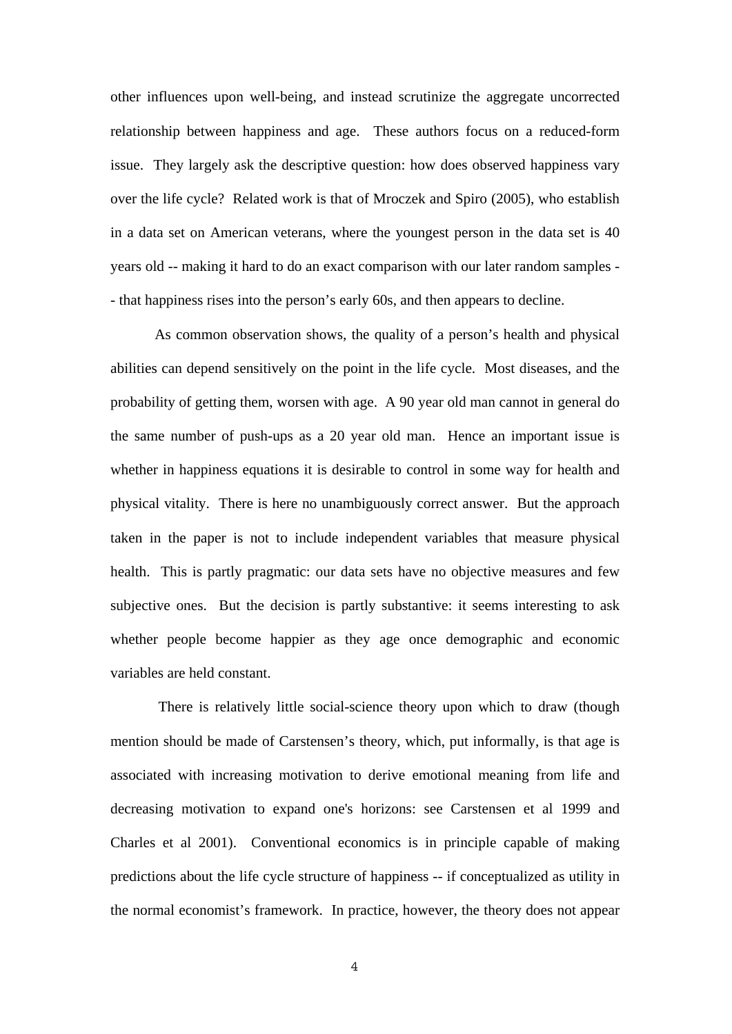other influences upon well-being, and instead scrutinize the aggregate uncorrected relationship between happiness and age. These authors focus on a reduced-form issue. They largely ask the descriptive question: how does observed happiness vary over the life cycle? Related work is that of Mroczek and Spiro (2005), who establish in a data set on American veterans, where the youngest person in the data set is 40 years old -- making it hard to do an exact comparison with our later random samples -- that happiness rises into the person's early 60s, and then appears to decline.

As common observation shows, the quality of a person's health and physical abilities can depend sensitively on the point in the life cycle. Most diseases, and the probability of getting them, worsen with age. A 90 year old man cannot in general do the same number of push-ups as a 20 year old man. Hence an important issue is whether in happiness equations it is desirable to control in some way for health and physical vitality. There is here no unambiguously correct answer. But the approach taken in the paper is not to include independent variables that measure physical health. This is partly pragmatic: our data sets have no objective measures and few subjective ones. But the decision is partly substantive: it seems interesting to ask whether people become happier as they age once demographic and economic variables are held constant.

There is relatively little social-science theory upon which to draw (though mention should be made of Carstensen's theory, which, put informally, is that age is associated with increasing motivation to derive emotional meaning from life and decreasing motivation to expand one's horizons: see Carstensen et al 1999 and Charles et al 2001). Conventional economics is in principle capable of making predictions about the life cycle structure of happiness -- if conceptualized as utility in the normal economist's framework. In practice, however, the theory does not appear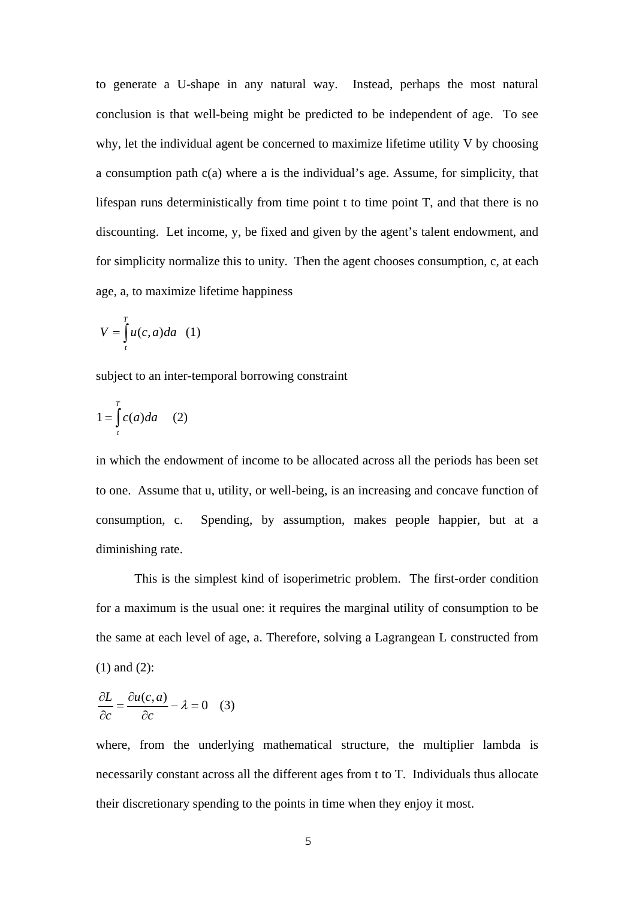to generate a U-shape in any natural way. Instead, perhaps the most natural conclusion is that well-being might be predicted to be independent of age. To see why, let the individual agent be concerned to maximize lifetime utility V by choosing a consumption path c(a) where a is the individual's age. Assume, for simplicity, that lifespan runs deterministically from time point t to time point T, and that there is no discounting. Let income, y, be fixed and given by the agent's talent endowment, and for simplicity normalize this to unity. Then the agent chooses consumption, c, at each age, a, to maximize lifetime happiness

$$V = \int_{t}^{T} u(c,a)da \quad (1)$$

subject to an inter-temporal borrowing constraint

$$1 = \int_{t}^{T} c(a)da \quad (2)$$

in which the endowment of income to be allocated across all the periods has been set to one. Assume that u, utility, or well-being, is an increasing and concave function of consumption, c. Spending, by assumption, makes people happier, but at a diminishing rate.

This is the simplest kind of isoperimetric problem. The first-order condition for a maximum is the usual one: it requires the marginal utility of consumption to be the same at each level of age, a. Therefore, solving a Lagrangean L constructed from (1) and (2):

$$\frac{\partial L}{\partial c} = \frac{\partial u(c,a)}{\partial c} - \lambda = 0 \quad (3)$$

where, from the underlying mathematical structure, the multiplier lambda is necessarily constant across all the different ages from t to T. Individuals thus allocate their discretionary spending to the points in time when they enjoy it most.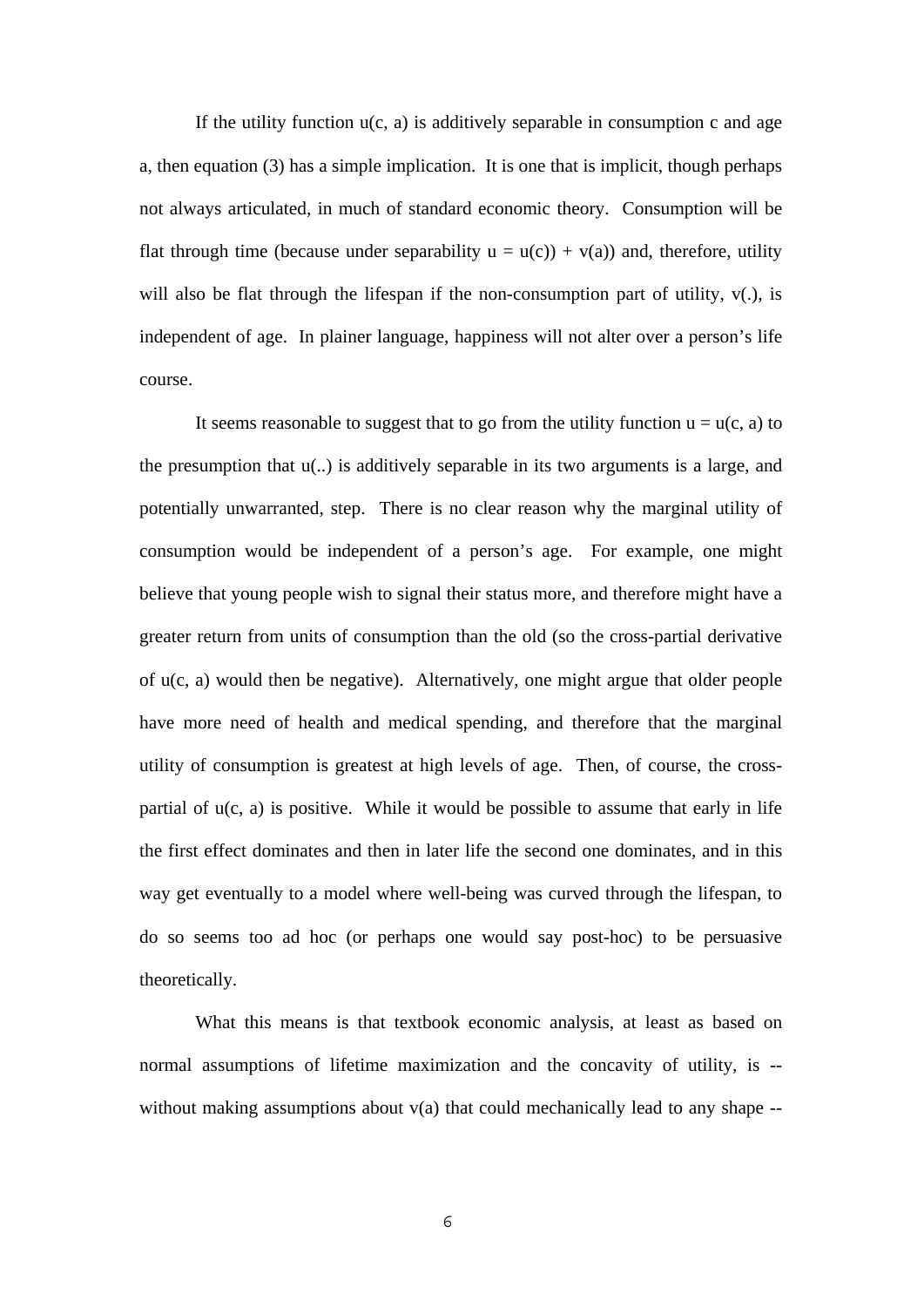If the utility function $u(c, a)$ is additively separable in consumption $c$ and age $a$, then equation (3) has a simple implication. It is one that is implicit, though perhaps not always articulated, in much of standard economic theory. Consumption will be flat through time (because under separability $u = u(c)) + v(a))$ and, therefore, utility will also be flat through the lifespan if the non-consumption part of utility, $v(.)$, is independent of age. In plainer language, happiness will not alter over a person's life course.

It seems reasonable to suggest that to go from the utility function $u = u(c, a)$ to the presumption that $u(..)$ is additively separable in its two arguments is a large, and potentially unwarranted, step. There is no clear reason why the marginal utility of consumption would be independent of a person's age. For example, one might believe that young people wish to signal their status more, and therefore might have a greater return from units of consumption than the old (so the cross-partial derivative of $u(c, a)$ would then be negative). Alternatively, one might argue that older people have more need of health and medical spending, and therefore that the marginal utility of consumption is greatest at high levels of age. Then, of course, the cross-partial of $u(c, a)$ is positive. While it would be possible to assume that early in life the first effect dominates and then in later life the second one dominates, and in this way get eventually to a model where well-being was curved through the lifespan, to do so seems too ad hoc (or perhaps one would say post-hoc) to be persuasive theoretically.

What this means is that textbook economic analysis, at least as based on normal assumptions of lifetime maximization and the concavity of utility, is -- without making assumptions about $v(a)$ that could mechanically lead to any shape --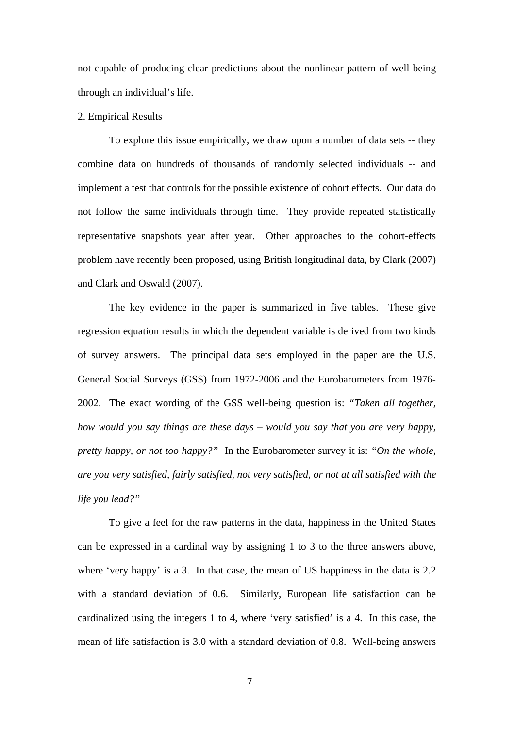not capable of producing clear predictions about the nonlinear pattern of well-being through an individual's life.

## 2. Empirical Results

To explore this issue empirically, we draw upon a number of data sets -- they combine data on hundreds of thousands of randomly selected individuals -- and implement a test that controls for the possible existence of cohort effects. Our data do not follow the same individuals through time. They provide repeated statistically representative snapshots year after year. Other approaches to the cohort-effects problem have recently been proposed, using British longitudinal data, by Clark (2007) and Clark and Oswald (2007).

The key evidence in the paper is summarized in five tables. These give regression equation results in which the dependent variable is derived from two kinds of survey answers. The principal data sets employed in the paper are the U.S. General Social Surveys (GSS) from 1972-2006 and the Eurobarometers from 1976-2002. The exact wording of the GSS well-being question is: "*Taken all together, how would you say things are these days – would you say that you are very happy, pretty happy, or not too happy?*" In the Eurobarometer survey it is: "*On the whole, are you very satisfied, fairly satisfied, not very satisfied, or not at all satisfied with the life you lead?*"

To give a feel for the raw patterns in the data, happiness in the United States can be expressed in a cardinal way by assigning 1 to 3 to the three answers above, where 'very happy' is a 3. In that case, the mean of US happiness in the data is 2.2 with a standard deviation of 0.6. Similarly, European life satisfaction can be cardinalized using the integers 1 to 4, where 'very satisfied' is a 4. In this case, the mean of life satisfaction is 3.0 with a standard deviation of 0.8. Well-being answers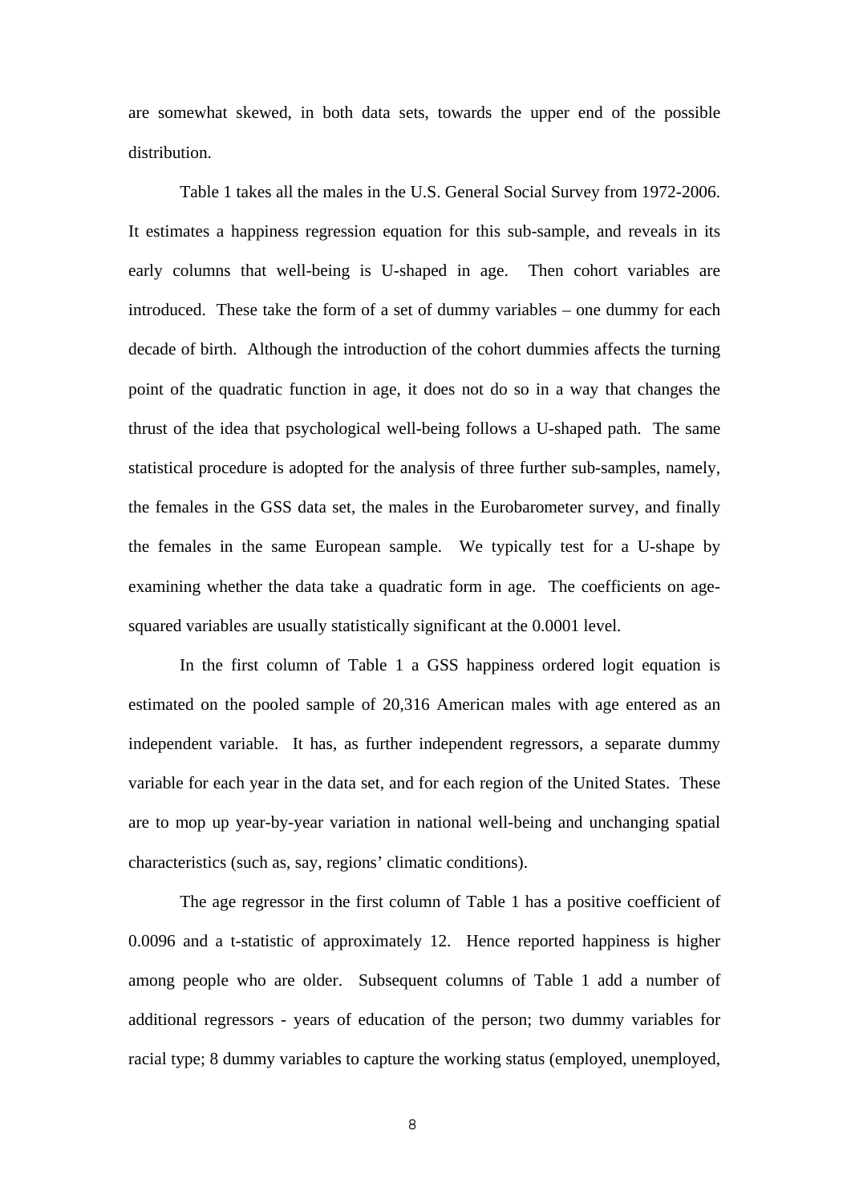are somewhat skewed, in both data sets, towards the upper end of the possible distribution.

Table 1 takes all the males in the U.S. General Social Survey from 1972-2006. It estimates a happiness regression equation for this sub-sample, and reveals in its early columns that well-being is U-shaped in age. Then cohort variables are introduced. These take the form of a set of dummy variables – one dummy for each decade of birth. Although the introduction of the cohort dummies affects the turning point of the quadratic function in age, it does not do so in a way that changes the thrust of the idea that psychological well-being follows a U-shaped path. The same statistical procedure is adopted for the analysis of three further sub-samples, namely, the females in the GSS data set, the males in the Eurobarometer survey, and finally the females in the same European sample. We typically test for a U-shape by examining whether the data take a quadratic form in age. The coefficients on age-squared variables are usually statistically significant at the 0.0001 level.

In the first column of Table 1 a GSS happiness ordered logit equation is estimated on the pooled sample of 20,316 American males with age entered as an independent variable. It has, as further independent regressors, a separate dummy variable for each year in the data set, and for each region of the United States. These are to mop up year-by-year variation in national well-being and unchanging spatial characteristics (such as, say, regions' climatic conditions).

The age regressor in the first column of Table 1 has a positive coefficient of 0.0096 and a t-statistic of approximately 12. Hence reported happiness is higher among people who are older. Subsequent columns of Table 1 add a number of additional regressors - years of education of the person; two dummy variables for racial type; 8 dummy variables to capture the working status (employed, unemployed,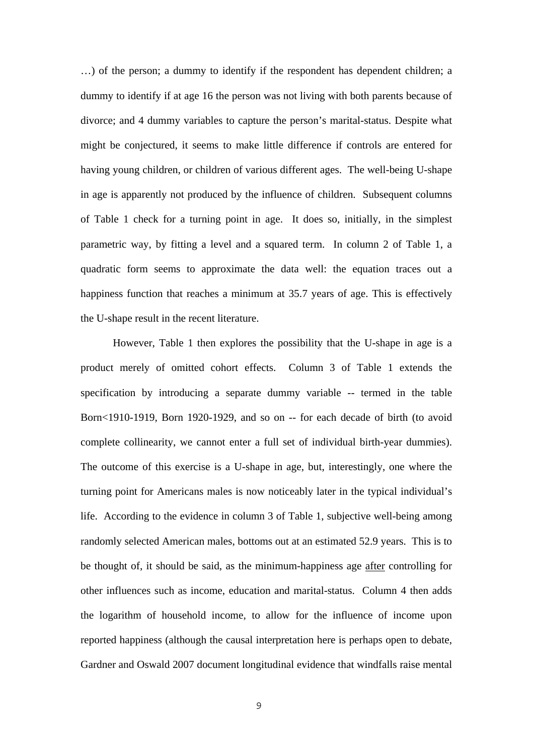…) of the person; a dummy to identify if the respondent has dependent children; a dummy to identify if at age 16 the person was not living with both parents because of divorce; and 4 dummy variables to capture the person's marital-status. Despite what might be conjectured, it seems to make little difference if controls are entered for having young children, or children of various different ages. The well-being U-shape in age is apparently not produced by the influence of children. Subsequent columns of Table 1 check for a turning point in age. It does so, initially, in the simplest parametric way, by fitting a level and a squared term. In column 2 of Table 1, a quadratic form seems to approximate the data well: the equation traces out a happiness function that reaches a minimum at 35.7 years of age. This is effectively the U-shape result in the recent literature.

However, Table 1 then explores the possibility that the U-shape in age is a product merely of omitted cohort effects. Column 3 of Table 1 extends the specification by introducing a separate dummy variable -- termed in the table Born<1910-1919, Born 1920-1929, and so on -- for each decade of birth (to avoid complete collinearity, we cannot enter a full set of individual birth-year dummies). The outcome of this exercise is a U-shape in age, but, interestingly, one where the turning point for Americans males is now noticeably later in the typical individual's life. According to the evidence in column 3 of Table 1, subjective well-being among randomly selected American males, bottoms out at an estimated 52.9 years. This is to be thought of, it should be said, as the minimum-happiness age after controlling for other influences such as income, education and marital-status. Column 4 then adds the logarithm of household income, to allow for the influence of income upon reported happiness (although the causal interpretation here is perhaps open to debate, Gardner and Oswald 2007 document longitudinal evidence that windfalls raise mental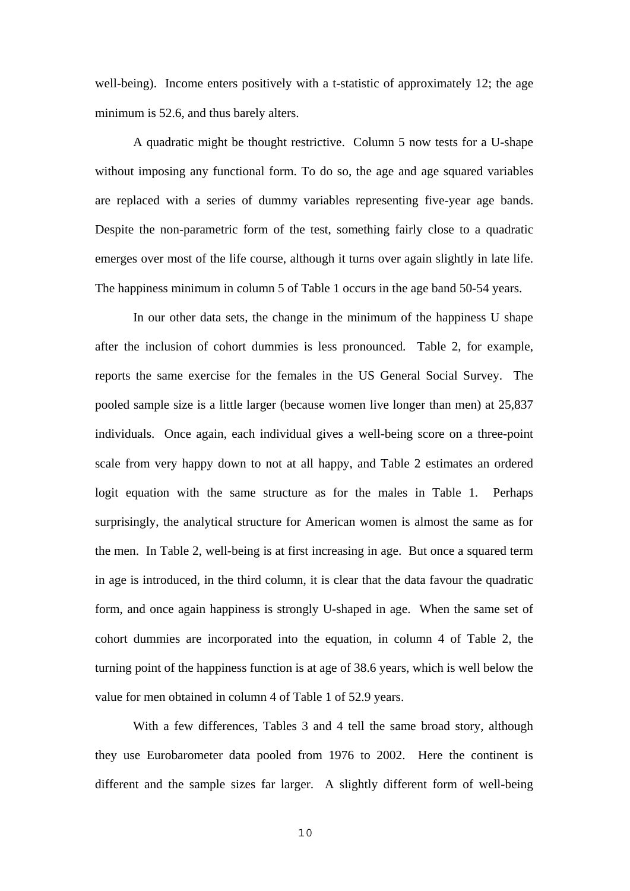well-being). Income enters positively with a t-statistic of approximately 12; the age minimum is 52.6, and thus barely alters.

A quadratic might be thought restrictive. Column 5 now tests for a U-shape without imposing any functional form. To do so, the age and age squared variables are replaced with a series of dummy variables representing five-year age bands. Despite the non-parametric form of the test, something fairly close to a quadratic emerges over most of the life course, although it turns over again slightly in late life. The happiness minimum in column 5 of Table 1 occurs in the age band 50-54 years.

In our other data sets, the change in the minimum of the happiness U shape after the inclusion of cohort dummies is less pronounced. Table 2, for example, reports the same exercise for the females in the US General Social Survey. The pooled sample size is a little larger (because women live longer than men) at 25,837 individuals. Once again, each individual gives a well-being score on a three-point scale from very happy down to not at all happy, and Table 2 estimates an ordered logit equation with the same structure as for the males in Table 1. Perhaps surprisingly, the analytical structure for American women is almost the same as for the men. In Table 2, well-being is at first increasing in age. But once a squared term in age is introduced, in the third column, it is clear that the data favour the quadratic form, and once again happiness is strongly U-shaped in age. When the same set of cohort dummies are incorporated into the equation, in column 4 of Table 2, the turning point of the happiness function is at age of 38.6 years, which is well below the value for men obtained in column 4 of Table 1 of 52.9 years.

With a few differences, Tables 3 and 4 tell the same broad story, although they use Eurobarometer data pooled from 1976 to 2002. Here the continent is different and the sample sizes far larger. A slightly different form of well-being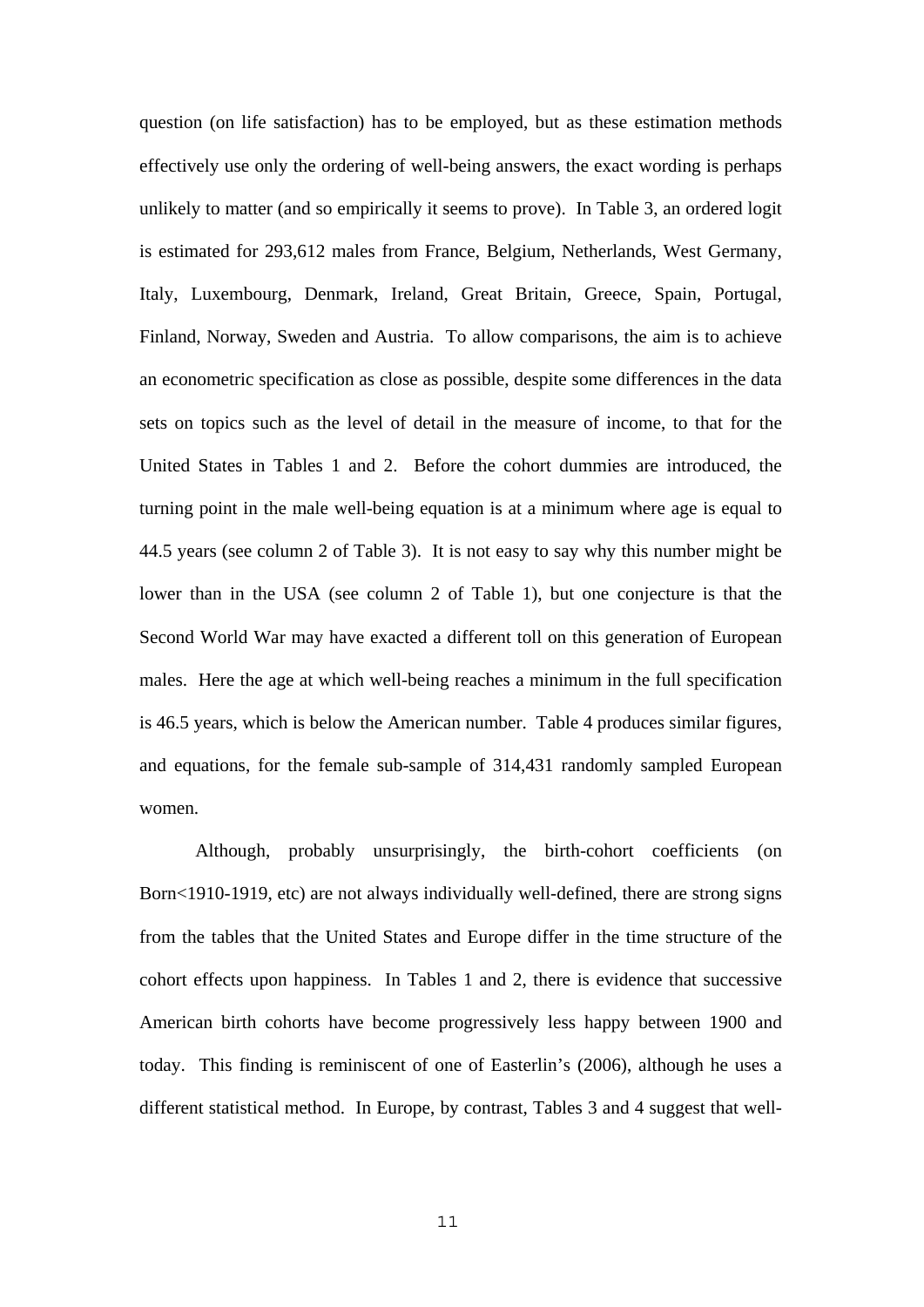question (on life satisfaction) has to be employed, but as these estimation methods effectively use only the ordering of well-being answers, the exact wording is perhaps unlikely to matter (and so empirically it seems to prove). In Table 3, an ordered logit is estimated for 293,612 males from France, Belgium, Netherlands, West Germany, Italy, Luxembourg, Denmark, Ireland, Great Britain, Greece, Spain, Portugal, Finland, Norway, Sweden and Austria. To allow comparisons, the aim is to achieve an econometric specification as close as possible, despite some differences in the data sets on topics such as the level of detail in the measure of income, to that for the United States in Tables 1 and 2. Before the cohort dummies are introduced, the turning point in the male well-being equation is at a minimum where age is equal to 44.5 years (see column 2 of Table 3). It is not easy to say why this number might be lower than in the USA (see column 2 of Table 1), but one conjecture is that the Second World War may have exacted a different toll on this generation of European males. Here the age at which well-being reaches a minimum in the full specification is 46.5 years, which is below the American number. Table 4 produces similar figures, and equations, for the female sub-sample of 314,431 randomly sampled European women.

Although, probably unsurprisingly, the birth-cohort coefficients (on Born<1910-1919, etc) are not always individually well-defined, there are strong signs from the tables that the United States and Europe differ in the time structure of the cohort effects upon happiness. In Tables 1 and 2, there is evidence that successive American birth cohorts have become progressively less happy between 1900 and today. This finding is reminiscent of one of Easterlin's (2006), although he uses a different statistical method. In Europe, by contrast, Tables 3 and 4 suggest that well-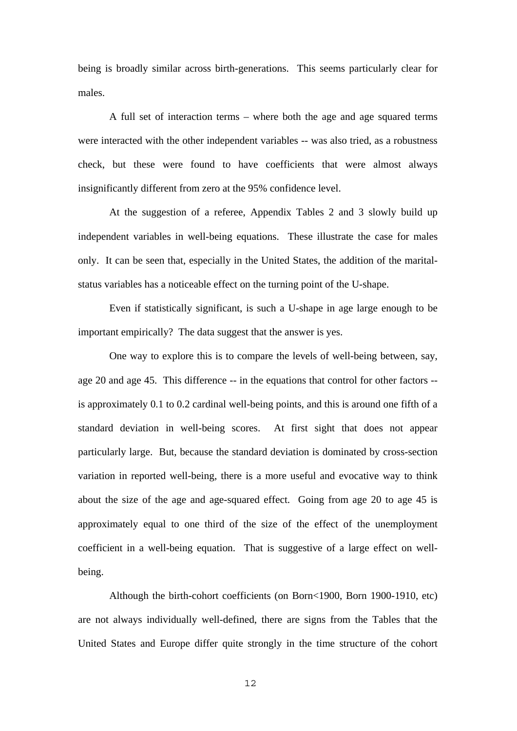being is broadly similar across birth-generations. This seems particularly clear for males.

A full set of interaction terms – where both the age and age squared terms were interacted with the other independent variables -- was also tried, as a robustness check, but these were found to have coefficients that were almost always insignificantly different from zero at the 95% confidence level.

At the suggestion of a referee, Appendix Tables 2 and 3 slowly build up independent variables in well-being equations. These illustrate the case for males only. It can be seen that, especially in the United States, the addition of the marital-status variables has a noticeable effect on the turning point of the U-shape.

Even if statistically significant, is such a U-shape in age large enough to be important empirically? The data suggest that the answer is yes.

One way to explore this is to compare the levels of well-being between, say, age 20 and age 45. This difference -- in the equations that control for other factors -- is approximately 0.1 to 0.2 cardinal well-being points, and this is around one fifth of a standard deviation in well-being scores. At first sight that does not appear particularly large. But, because the standard deviation is dominated by cross-section variation in reported well-being, there is a more useful and evocative way to think about the size of the age and age-squared effect. Going from age 20 to age 45 is approximately equal to one third of the size of the effect of the unemployment coefficient in a well-being equation. That is suggestive of a large effect on well-being.

Although the birth-cohort coefficients (on Born<1900, Born 1900-1910, etc) are not always individually well-defined, there are signs from the Tables that the United States and Europe differ quite strongly in the time structure of the cohort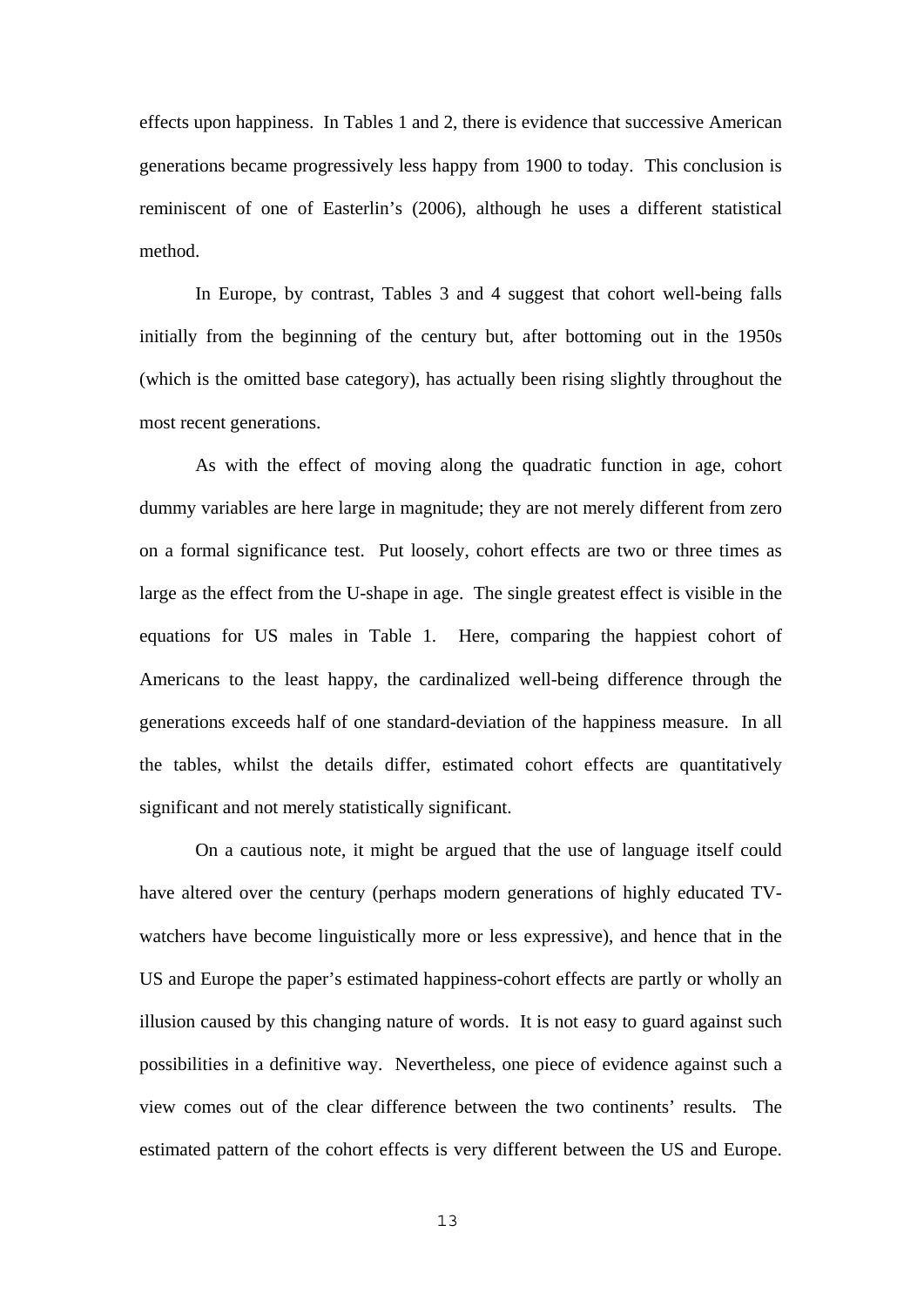effects upon happiness. In Tables 1 and 2, there is evidence that successive American generations became progressively less happy from 1900 to today. This conclusion is reminiscent of one of Easterlin's (2006), although he uses a different statistical method.

In Europe, by contrast, Tables 3 and 4 suggest that cohort well-being falls initially from the beginning of the century but, after bottoming out in the 1950s (which is the omitted base category), has actually been rising slightly throughout the most recent generations.

As with the effect of moving along the quadratic function in age, cohort dummy variables are here large in magnitude; they are not merely different from zero on a formal significance test. Put loosely, cohort effects are two or three times as large as the effect from the U-shape in age. The single greatest effect is visible in the equations for US males in Table 1. Here, comparing the happiest cohort of Americans to the least happy, the cardinalized well-being difference through the generations exceeds half of one standard-deviation of the happiness measure. In all the tables, whilst the details differ, estimated cohort effects are quantitatively significant and not merely statistically significant.

On a cautious note, it might be argued that the use of language itself could have altered over the century (perhaps modern generations of highly educated TV-watchers have become linguistically more or less expressive), and hence that in the US and Europe the paper's estimated happiness-cohort effects are partly or wholly an illusion caused by this changing nature of words. It is not easy to guard against such possibilities in a definitive way. Nevertheless, one piece of evidence against such a view comes out of the clear difference between the two continents' results. The estimated pattern of the cohort effects is very different between the US and Europe.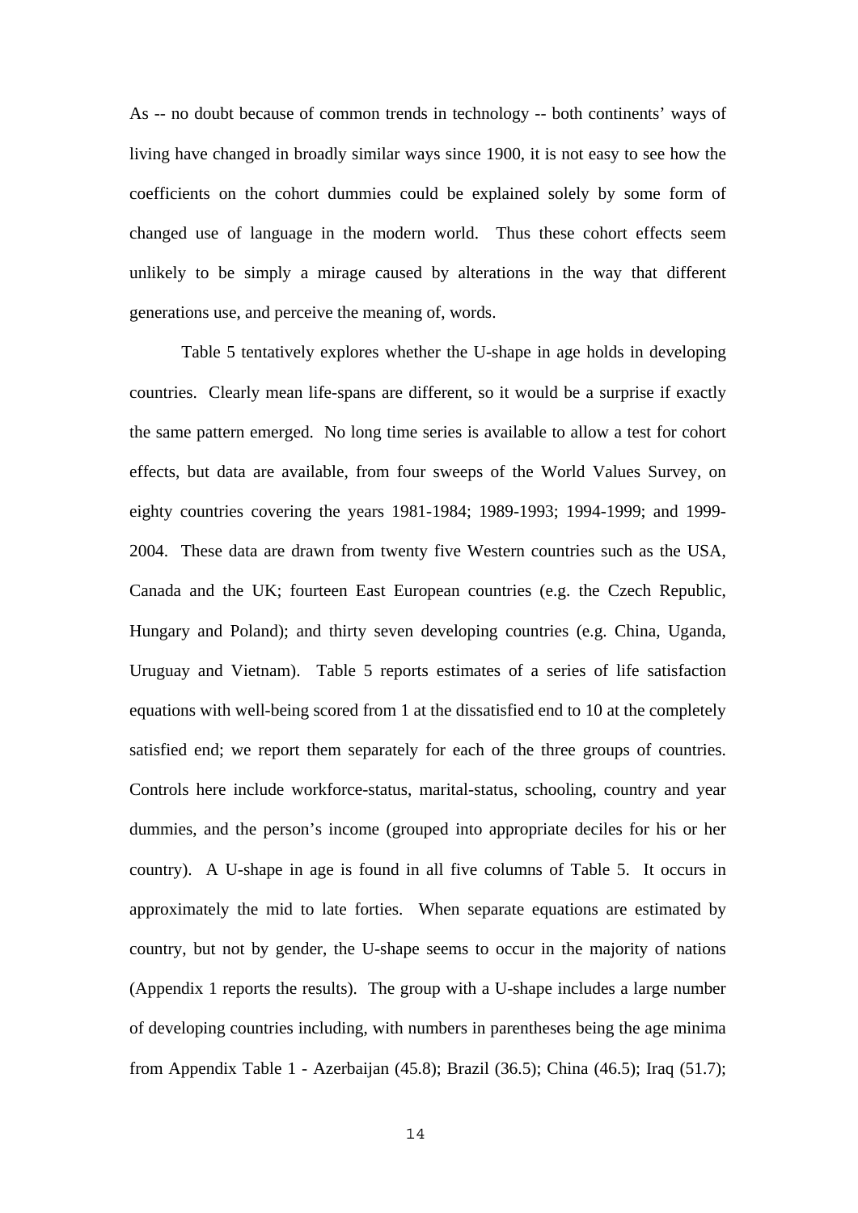As -- no doubt because of common trends in technology -- both continents' ways of living have changed in broadly similar ways since 1900, it is not easy to see how the coefficients on the cohort dummies could be explained solely by some form of changed use of language in the modern world. Thus these cohort effects seem unlikely to be simply a mirage caused by alterations in the way that different generations use, and perceive the meaning of, words.

Table 5 tentatively explores whether the U-shape in age holds in developing countries. Clearly mean life-spans are different, so it would be a surprise if exactly the same pattern emerged. No long time series is available to allow a test for cohort effects, but data are available, from four sweeps of the World Values Survey, on eighty countries covering the years 1981-1984; 1989-1993; 1994-1999; and 1999-2004. These data are drawn from twenty five Western countries such as the USA, Canada and the UK; fourteen East European countries (e.g. the Czech Republic, Hungary and Poland); and thirty seven developing countries (e.g. China, Uganda, Uruguay and Vietnam). Table 5 reports estimates of a series of life satisfaction equations with well-being scored from 1 at the dissatisfied end to 10 at the completely satisfied end; we report them separately for each of the three groups of countries. Controls here include workforce-status, marital-status, schooling, country and year dummies, and the person's income (grouped into appropriate deciles for his or her country). A U-shape in age is found in all five columns of Table 5. It occurs in approximately the mid to late forties. When separate equations are estimated by country, but not by gender, the U-shape seems to occur in the majority of nations (Appendix 1 reports the results). The group with a U-shape includes a large number of developing countries including, with numbers in parentheses being the age minima from Appendix Table 1 - Azerbaijan (45.8); Brazil (36.5); China (46.5); Iraq (51.7);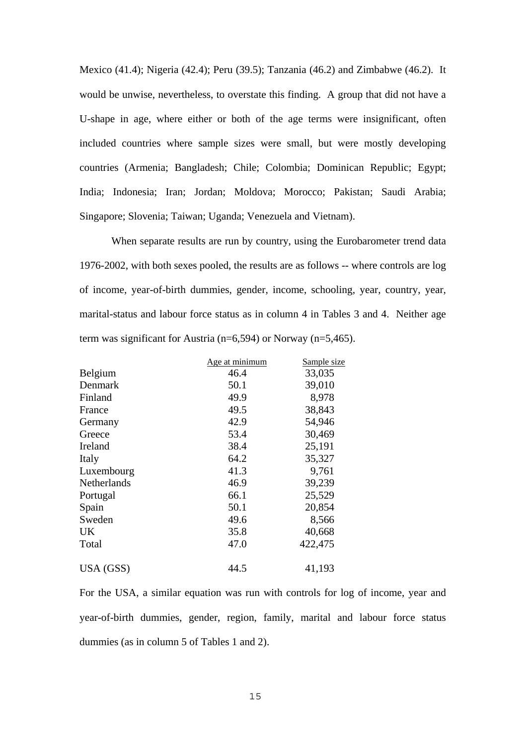Mexico (41.4); Nigeria (42.4); Peru (39.5); Tanzania (46.2) and Zimbabwe (46.2). It would be unwise, nevertheless, to overstate this finding. A group that did not have a U-shape in age, where either or both of the age terms were insignificant, often included countries where sample sizes were small, but were mostly developing countries (Armenia; Bangladesh; Chile; Colombia; Dominican Republic; Egypt; India; Indonesia; Iran; Jordan; Moldova; Morocco; Pakistan; Saudi Arabia; Singapore; Slovenia; Taiwan; Uganda; Venezuela and Vietnam).

When separate results are run by country, using the Eurobarometer trend data 1976-2002, with both sexes pooled, the results are as follows -- where controls are log of income, year-of-birth dummies, gender, income, schooling, year, country, year, marital-status and labour force status as in column 4 in Tables 3 and 4. Neither age term was significant for Austria (n=6,594) or Norway (n=5,465).

| | Age at minimum | Sample size |
|---|---|---|
| Belgium | 46.4 | 33,035 |
| Denmark | 50.1 | 39,010 |
| Finland | 49.9 | 8,978 |
| France | 49.5 | 38,843 |
| Germany | 42.9 | 54,946 |
| Greece | 53.4 | 30,469 |
| Ireland | 38.4 | 25,191 |
| Italy | 64.2 | 35,327 |
| Luxembourg | 41.3 | 9,761 |
| Netherlands | 46.9 | 39,239 |
| Portugal | 66.1 | 25,529 |
| Spain | 50.1 | 20,854 |
| Sweden | 49.6 | 8,566 |
| UK | 35.8 | 40,668 |
| Total | 47.0 | 422,475 |
| | | |
| USA (GSS) | 44.5 | 41,193 |

For the USA, a similar equation was run with controls for log of income, year and year-of-birth dummies, gender, region, family, marital and labour force status dummies (as in column 5 of Tables 1 and 2).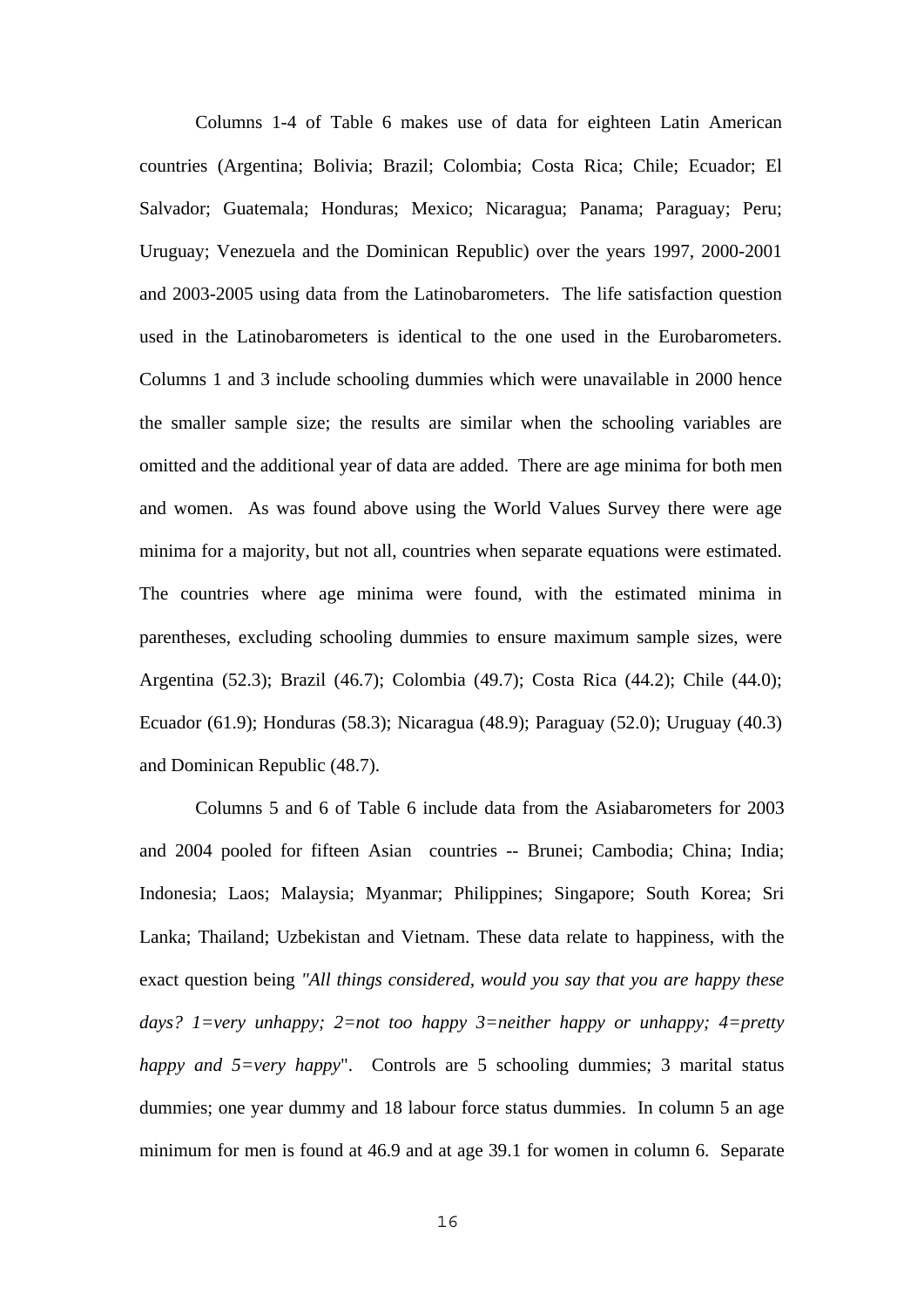Columns 1-4 of Table 6 makes use of data for eighteen Latin American countries (Argentina; Bolivia; Brazil; Colombia; Costa Rica; Chile; Ecuador; El Salvador; Guatemala; Honduras; Mexico; Nicaragua; Panama; Paraguay; Peru; Uruguay; Venezuela and the Dominican Republic) over the years 1997, 2000-2001 and 2003-2005 using data from the Latinobarometers. The life satisfaction question used in the Latinobarometers is identical to the one used in the Eurobarometers. Columns 1 and 3 include schooling dummies which were unavailable in 2000 hence the smaller sample size; the results are similar when the schooling variables are omitted and the additional year of data are added. There are age minima for both men and women. As was found above using the World Values Survey there were age minima for a majority, but not all, countries when separate equations were estimated. The countries where age minima were found, with the estimated minima in parentheses, excluding schooling dummies to ensure maximum sample sizes, were Argentina (52.3); Brazil (46.7); Colombia (49.7); Costa Rica (44.2); Chile (44.0); Ecuador (61.9); Honduras (58.3); Nicaragua (48.9); Paraguay (52.0); Uruguay (40.3) and Dominican Republic (48.7).

Columns 5 and 6 of Table 6 include data from the Asiabarometers for 2003 and 2004 pooled for fifteen Asian countries -- Brunei; Cambodia; China; India; Indonesia; Laos; Malaysia; Myanmar; Philippines; Singapore; South Korea; Sri Lanka; Thailand; Uzbekistan and Vietnam. These data relate to happiness, with the exact question being *"All things considered, would you say that you are happy these days? 1=very unhappy; 2=not too happy 3=neither happy or unhappy; 4=pretty happy and 5=very happy*". Controls are 5 schooling dummies; 3 marital status dummies; one year dummy and 18 labour force status dummies. In column 5 an age minimum for men is found at 46.9 and at age 39.1 for women in column 6. Separate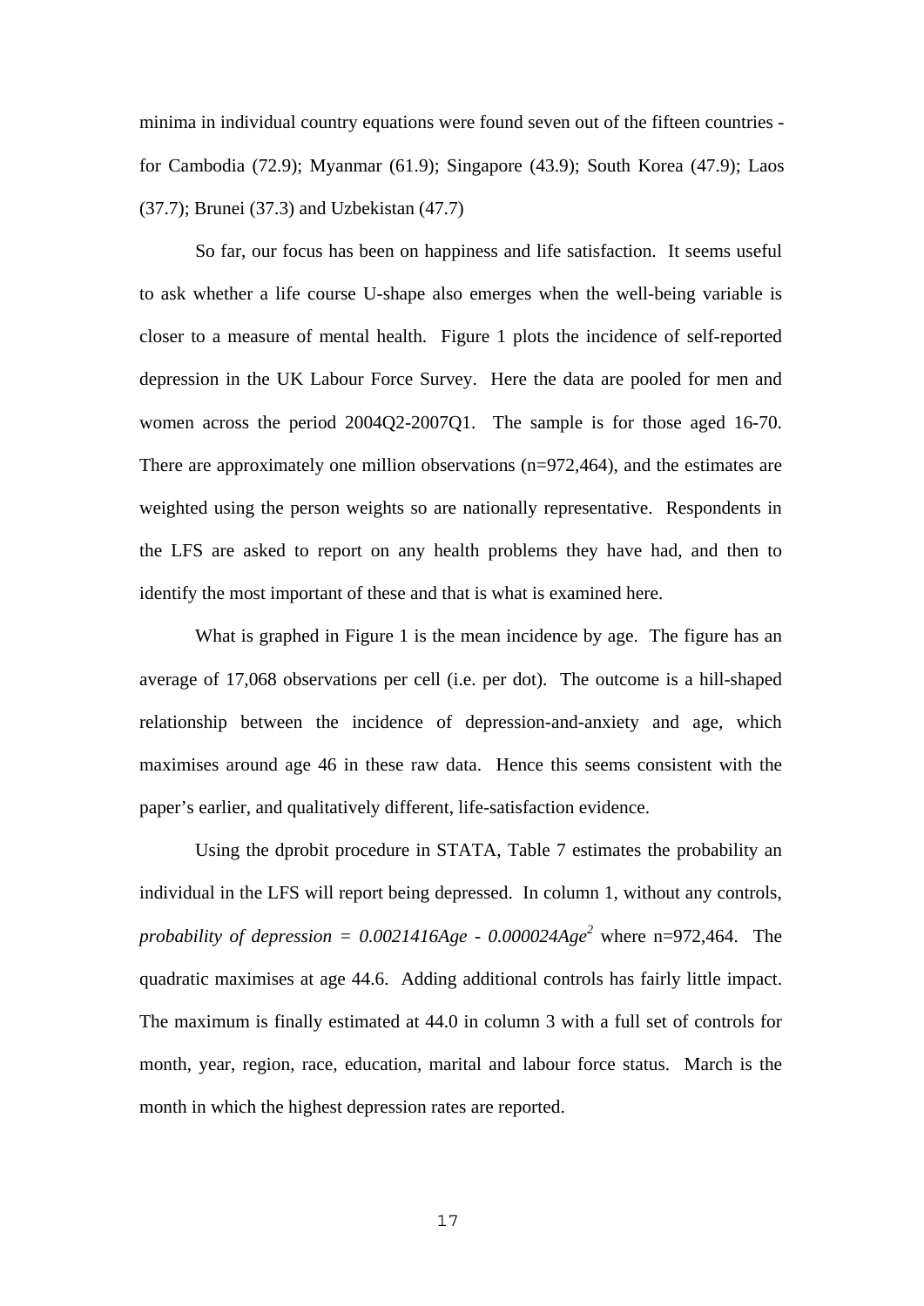minima in individual country equations were found seven out of the fifteen countries - for Cambodia (72.9); Myanmar (61.9); Singapore (43.9); South Korea (47.9); Laos (37.7); Brunei (37.3) and Uzbekistan (47.7)

So far, our focus has been on happiness and life satisfaction. It seems useful to ask whether a life course U-shape also emerges when the well-being variable is closer to a measure of mental health. Figure 1 plots the incidence of self-reported depression in the UK Labour Force Survey. Here the data are pooled for men and women across the period 2004Q2-2007Q1. The sample is for those aged 16-70. There are approximately one million observations (n=972,464), and the estimates are weighted using the person weights so are nationally representative. Respondents in the LFS are asked to report on any health problems they have had, and then to identify the most important of these and that is what is examined here.

What is graphed in Figure 1 is the mean incidence by age. The figure has an average of 17,068 observations per cell (i.e. per dot). The outcome is a hill-shaped relationship between the incidence of depression-and-anxiety and age, which maximises around age 46 in these raw data. Hence this seems consistent with the paper's earlier, and qualitatively different, life-satisfaction evidence.

Using the dprobit procedure in STATA, Table 7 estimates the probability an individual in the LFS will report being depressed. In column 1, without any controls, *probability of depression* $= 0.0021416Age - 0.000024Age^2$ where n=972,464. The quadratic maximises at age 44.6. Adding additional controls has fairly little impact. The maximum is finally estimated at 44.0 in column 3 with a full set of controls for month, year, region, race, education, marital and labour force status. March is the month in which the highest depression rates are reported.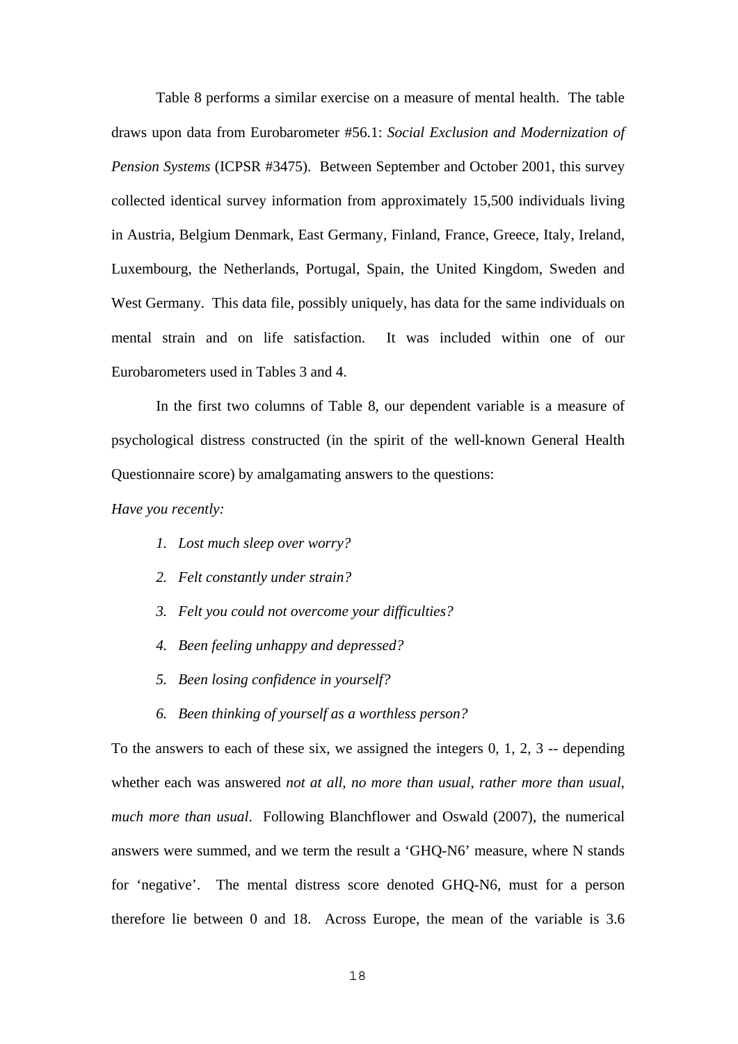Table 8 performs a similar exercise on a measure of mental health. The table draws upon data from Eurobarometer #56.1: *Social Exclusion and Modernization of Pension Systems* (ICPSR #3475). Between September and October 2001, this survey collected identical survey information from approximately 15,500 individuals living in Austria, Belgium Denmark, East Germany, Finland, France, Greece, Italy, Ireland, Luxembourg, the Netherlands, Portugal, Spain, the United Kingdom, Sweden and West Germany. This data file, possibly uniquely, has data for the same individuals on mental strain and on life satisfaction. It was included within one of our Eurobarometers used in Tables 3 and 4.

In the first two columns of Table 8, our dependent variable is a measure of psychological distress constructed (in the spirit of the well-known General Health Questionnaire score) by amalgamating answers to the questions:

*Have you recently:*

1. *Lost much sleep over worry?*
2. *Felt constantly under strain?*
3. *Felt you could not overcome your difficulties?*
4. *Been feeling unhappy and depressed?*
5. *Been losing confidence in yourself?*
6. *Been thinking of yourself as a worthless person?*

To the answers to each of these six, we assigned the integers 0, 1, 2, 3 -- depending whether each was answered *not at all, no more than usual, rather more than usual, much more than usual*. Following Blanchflower and Oswald (2007), the numerical answers were summed, and we term the result a 'GHQ-N6' measure, where N stands for 'negative'. The mental distress score denoted GHQ-N6, must for a person therefore lie between 0 and 18. Across Europe, the mean of the variable is 3.6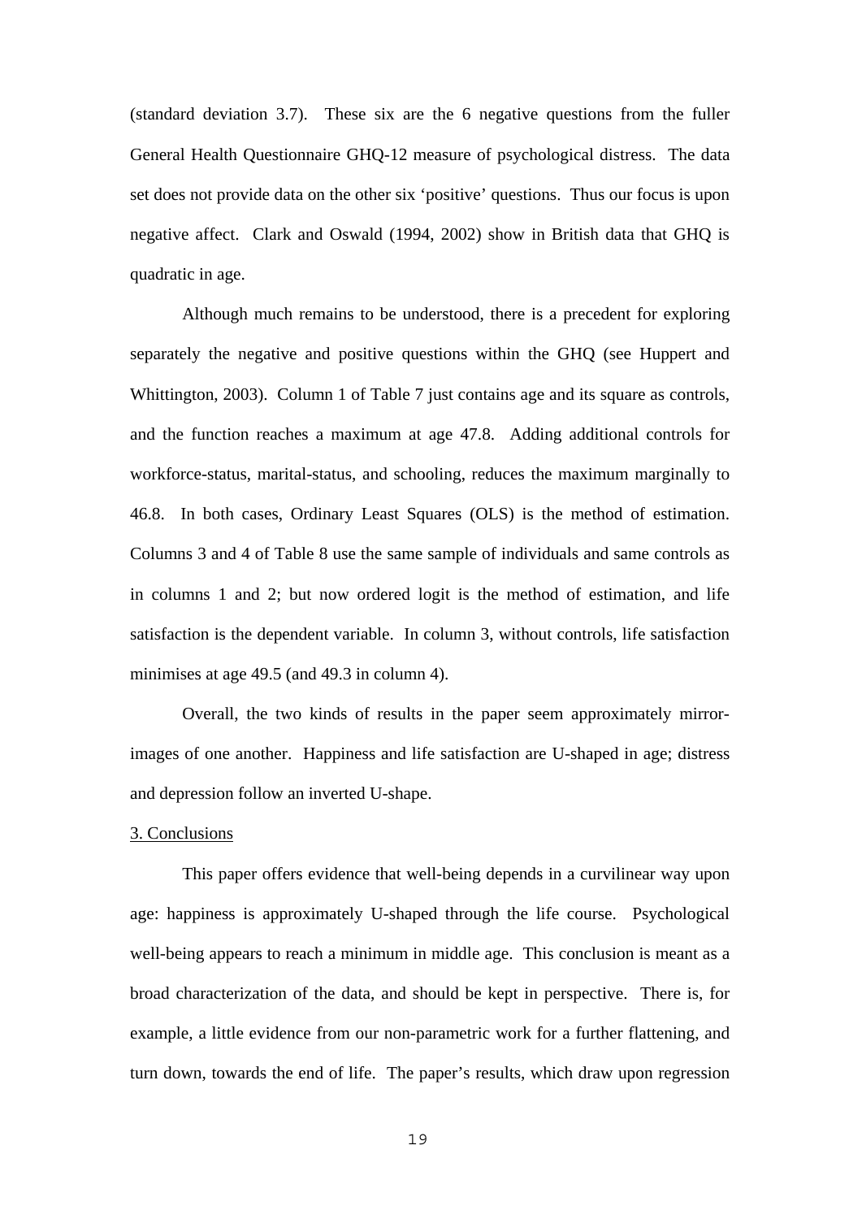(standard deviation 3.7). These six are the 6 negative questions from the fuller General Health Questionnaire GHQ-12 measure of psychological distress. The data set does not provide data on the other six 'positive' questions. Thus our focus is upon negative affect. Clark and Oswald (1994, 2002) show in British data that GHQ is quadratic in age.

Although much remains to be understood, there is a precedent for exploring separately the negative and positive questions within the GHQ (see Huppert and Whittington, 2003). Column 1 of Table 7 just contains age and its square as controls, and the function reaches a maximum at age 47.8. Adding additional controls for workforce-status, marital-status, and schooling, reduces the maximum marginally to 46.8. In both cases, Ordinary Least Squares (OLS) is the method of estimation. Columns 3 and 4 of Table 8 use the same sample of individuals and same controls as in columns 1 and 2; but now ordered logit is the method of estimation, and life satisfaction is the dependent variable. In column 3, without controls, life satisfaction minimises at age 49.5 (and 49.3 in column 4).

Overall, the two kinds of results in the paper seem approximately mirror-images of one another. Happiness and life satisfaction are U-shaped in age; distress and depression follow an inverted U-shape.

## 3. Conclusions

This paper offers evidence that well-being depends in a curvilinear way upon age: happiness is approximately U-shaped through the life course. Psychological well-being appears to reach a minimum in middle age. This conclusion is meant as a broad characterization of the data, and should be kept in perspective. There is, for example, a little evidence from our non-parametric work for a further flattening, and turn down, towards the end of life. The paper's results, which draw upon regression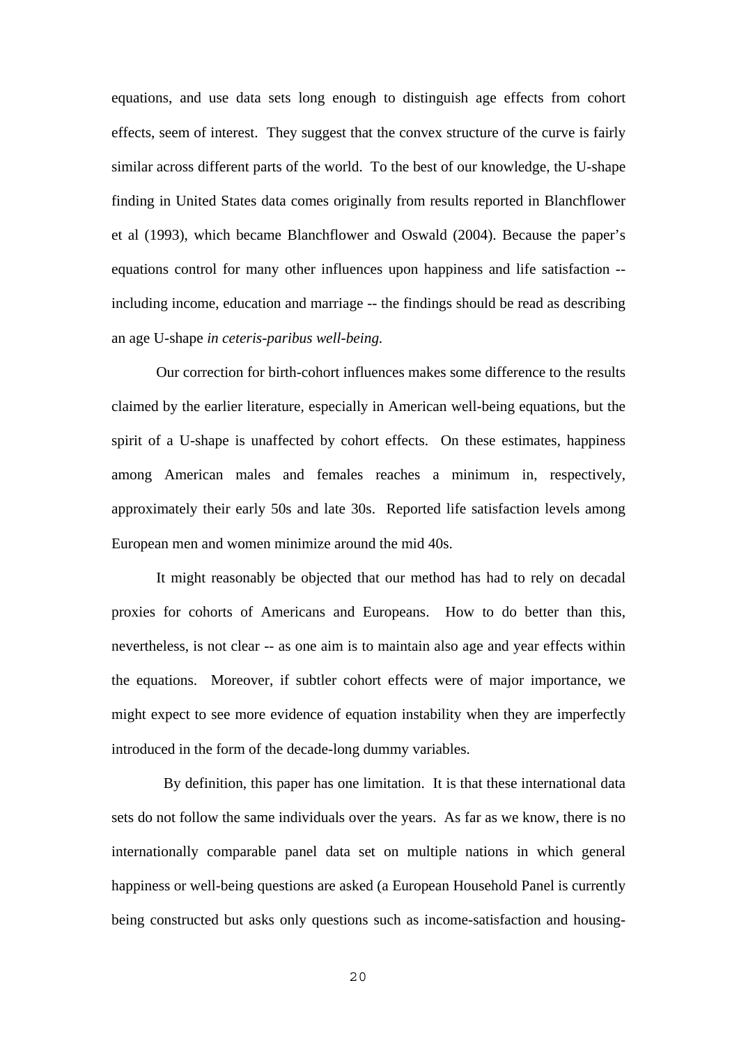equations, and use data sets long enough to distinguish age effects from cohort effects, seem of interest. They suggest that the convex structure of the curve is fairly similar across different parts of the world. To the best of our knowledge, the U-shape finding in United States data comes originally from results reported in Blanchflower et al (1993), which became Blanchflower and Oswald (2004). Because the paper's equations control for many other influences upon happiness and life satisfaction -- including income, education and marriage -- the findings should be read as describing an age U-shape *in ceteris-paribus well-being.*

Our correction for birth-cohort influences makes some difference to the results claimed by the earlier literature, especially in American well-being equations, but the spirit of a U-shape is unaffected by cohort effects. On these estimates, happiness among American males and females reaches a minimum in, respectively, approximately their early 50s and late 30s. Reported life satisfaction levels among European men and women minimize around the mid 40s.

It might reasonably be objected that our method has had to rely on decadal proxies for cohorts of Americans and Europeans. How to do better than this, nevertheless, is not clear -- as one aim is to maintain also age and year effects within the equations. Moreover, if subtler cohort effects were of major importance, we might expect to see more evidence of equation instability when they are imperfectly introduced in the form of the decade-long dummy variables.

By definition, this paper has one limitation. It is that these international data sets do not follow the same individuals over the years. As far as we know, there is no internationally comparable panel data set on multiple nations in which general happiness or well-being questions are asked (a European Household Panel is currently being constructed but asks only questions such as income-satisfaction and housing-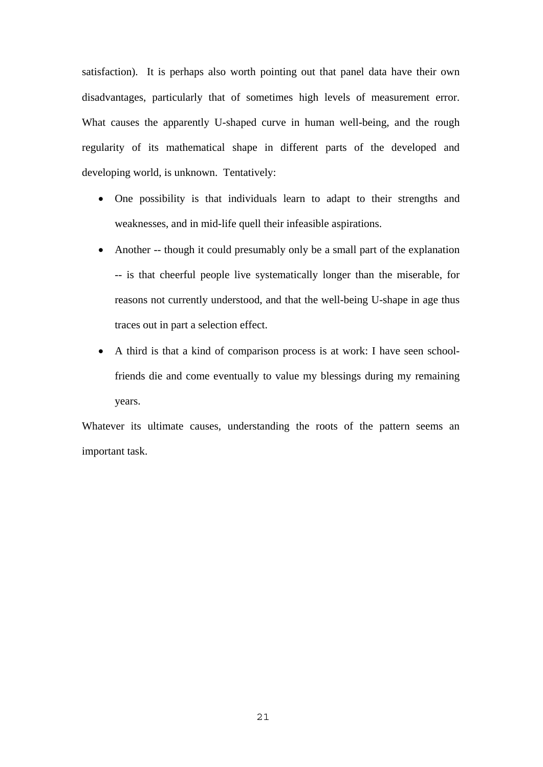satisfaction). It is perhaps also worth pointing out that panel data have their own disadvantages, particularly that of sometimes high levels of measurement error. What causes the apparently U-shaped curve in human well-being, and the rough regularity of its mathematical shape in different parts of the developed and developing world, is unknown. Tentatively:

- One possibility is that individuals learn to adapt to their strengths and weaknesses, and in mid-life quell their infeasible aspirations.
- Another -- though it could presumably only be a small part of the explanation -- is that cheerful people live systematically longer than the miserable, for reasons not currently understood, and that the well-being U-shape in age thus traces out in part a selection effect.
- A third is that a kind of comparison process is at work: I have seen school-friends die and come eventually to value my blessings during my remaining years.

Whatever its ultimate causes, understanding the roots of the pattern seems an important task.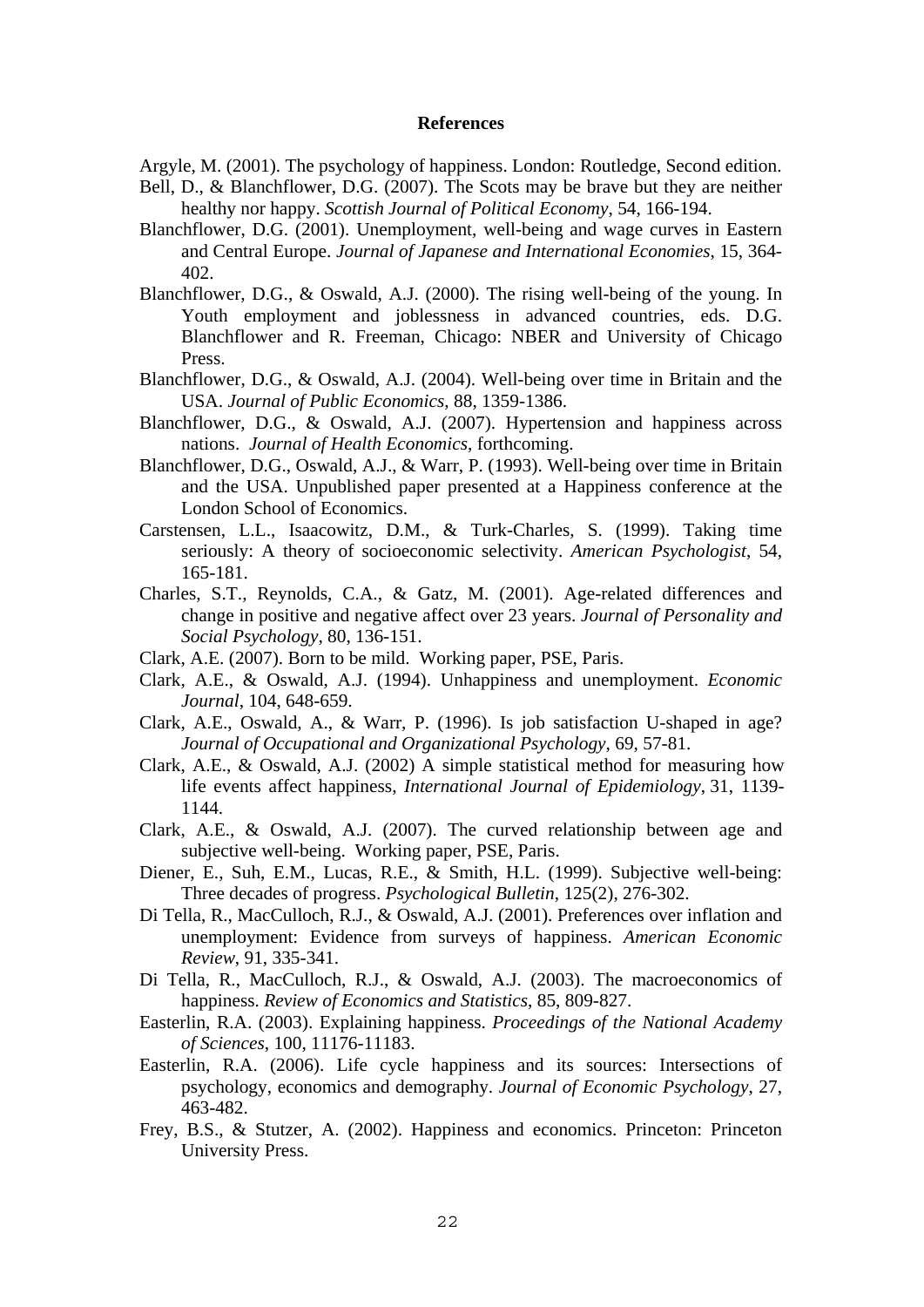## References

Argyle, M. (2001). The psychology of happiness. London: Routledge, Second edition.

Bell, D., & Blanchflower, D.G. (2007). The Scots may be brave but they are neither healthy nor happy. *Scottish Journal of Political Economy*, 54, 166-194.

Blanchflower, D.G. (2001). Unemployment, well-being and wage curves in Eastern and Central Europe. *Journal of Japanese and International Economies*, 15, 364-402.

Blanchflower, D.G., & Oswald, A.J. (2000). The rising well-being of the young. In Youth employment and joblessness in advanced countries, eds. D.G. Blanchflower and R. Freeman, Chicago: NBER and University of Chicago Press.

Blanchflower, D.G., & Oswald, A.J. (2004). Well-being over time in Britain and the USA. *Journal of Public Economics*, 88, 1359-1386.

Blanchflower, D.G., & Oswald, A.J. (2007). Hypertension and happiness across nations. *Journal of Health Economics*, forthcoming.

Blanchflower, D.G., Oswald, A.J., & Warr, P. (1993). Well-being over time in Britain and the USA. Unpublished paper presented at a Happiness conference at the London School of Economics.

Carstensen, L.L., Isaacowitz, D.M., & Turk-Charles, S. (1999). Taking time seriously: A theory of socioeconomic selectivity. *American Psychologist*, 54, 165-181.

Charles, S.T., Reynolds, C.A., & Gatz, M. (2001). Age-related differences and change in positive and negative affect over 23 years. *Journal of Personality and Social Psychology*, 80, 136-151.

Clark, A.E. (2007). Born to be mild. Working paper, PSE, Paris.

Clark, A.E., & Oswald, A.J. (1994). Unhappiness and unemployment. *Economic Journal*, 104, 648-659.

Clark, A.E., Oswald, A., & Warr, P. (1996). Is job satisfaction U-shaped in age? *Journal of Occupational and Organizational Psychology*, 69, 57-81.

Clark, A.E., & Oswald, A.J. (2002) A simple statistical method for measuring how life events affect happiness, *International Journal of Epidemiology*, 31, 1139-1144.

Clark, A.E., & Oswald, A.J. (2007). The curved relationship between age and subjective well-being. Working paper, PSE, Paris.

Diener, E., Suh, E.M., Lucas, R.E., & Smith, H.L. (1999). Subjective well-being: Three decades of progress. *Psychological Bulletin*, 125(2), 276-302.

Di Tella, R., MacCulloch, R.J., & Oswald, A.J. (2001). Preferences over inflation and unemployment: Evidence from surveys of happiness. *American Economic Review*, 91, 335-341.

Di Tella, R., MacCulloch, R.J., & Oswald, A.J. (2003). The macroeconomics of happiness. *Review of Economics and Statistics*, 85, 809-827.

Easterlin, R.A. (2003). Explaining happiness. *Proceedings of the National Academy of Sciences*, 100, 11176-11183.

Easterlin, R.A. (2006). Life cycle happiness and its sources: Intersections of psychology, economics and demography. *Journal of Economic Psychology*, 27, 463-482.

Frey, B.S., & Stutzer, A. (2002). Happiness and economics. Princeton: Princeton University Press.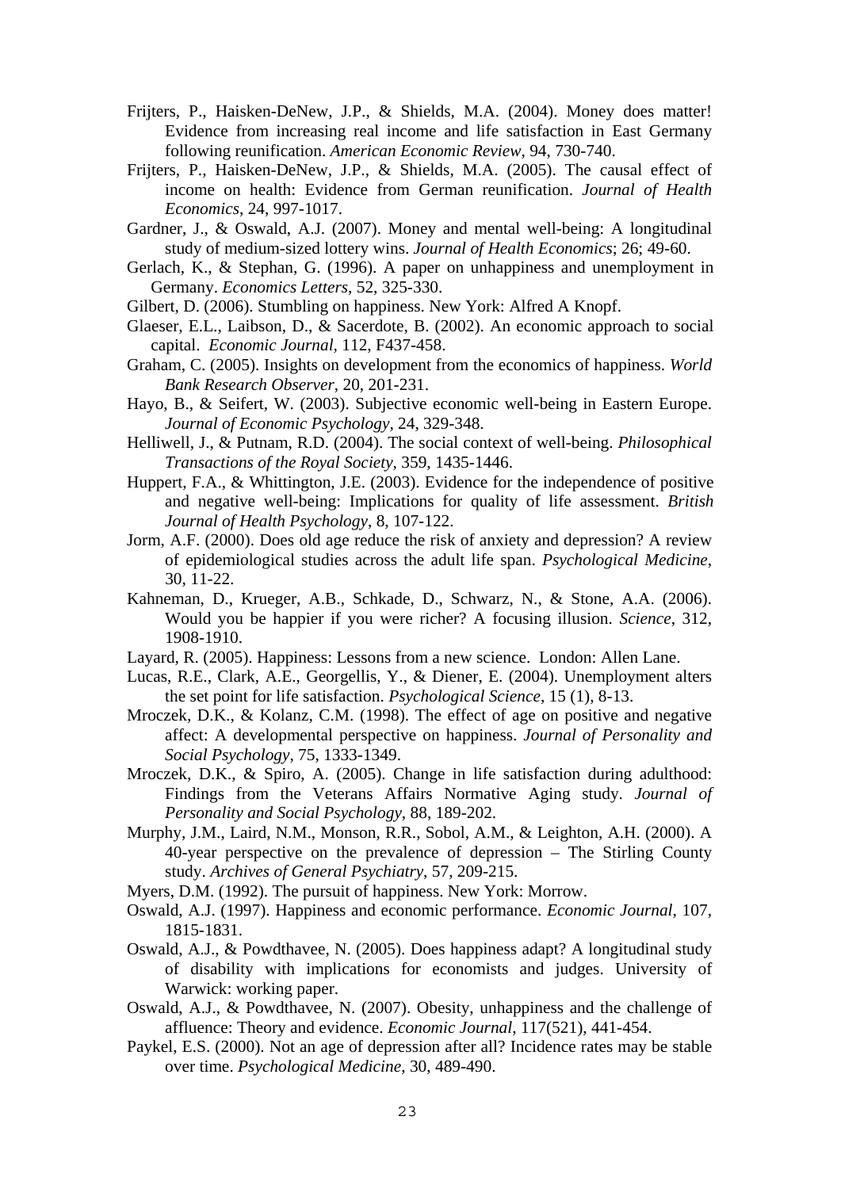Frijters, P., Haisken-DeNew, J.P., & Shields, M.A. (2004). Money does matter! Evidence from increasing real income and life satisfaction in East Germany following reunification. *American Economic Review*, 94, 730-740.

Frijters, P., Haisken-DeNew, J.P., & Shields, M.A. (2005). The causal effect of income on health: Evidence from German reunification. *Journal of Health Economics*, 24, 997-1017.

Gardner, J., & Oswald, A.J. (2007). Money and mental well-being: A longitudinal study of medium-sized lottery wins. *Journal of Health Economics*; 26; 49-60.

Gerlach, K., & Stephan, G. (1996). A paper on unhappiness and unemployment in Germany. *Economics Letters*, 52, 325-330.

Gilbert, D. (2006). Stumbling on happiness. New York: Alfred A Knopf.

Glaeser, E.L., Laibson, D., & Sacerdote, B. (2002). An economic approach to social capital. *Economic Journal*, 112, F437-458.

Graham, C. (2005). Insights on development from the economics of happiness. *World Bank Research Observer*, 20, 201-231.

Hayo, B., & Seifert, W. (2003). Subjective economic well-being in Eastern Europe. *Journal of Economic Psychology*, 24, 329-348.

Helliwell, J., & Putnam, R.D. (2004). The social context of well-being. *Philosophical Transactions of the Royal Society*, 359, 1435-1446.

Huppert, F.A., & Whittington, J.E. (2003). Evidence for the independence of positive and negative well-being: Implications for quality of life assessment. *British Journal of Health Psychology*, 8, 107-122.

Jorm, A.F. (2000). Does old age reduce the risk of anxiety and depression? A review of epidemiological studies across the adult life span. *Psychological Medicine*, 30, 11-22.

Kahneman, D., Krueger, A.B., Schkade, D., Schwarz, N., & Stone, A.A. (2006). Would you be happier if you were richer? A focusing illusion. *Science*, 312, 1908-1910.

Layard, R. (2005). Happiness: Lessons from a new science. London: Allen Lane.

Lucas, R.E., Clark, A.E., Georgellis, Y., & Diener, E. (2004). Unemployment alters the set point for life satisfaction. *Psychological Science*, 15 (1), 8-13.

Mroczek, D.K., & Kolanz, C.M. (1998). The effect of age on positive and negative affect: A developmental perspective on happiness. *Journal of Personality and Social Psychology*, 75, 1333-1349.

Mroczek, D.K., & Spiro, A. (2005). Change in life satisfaction during adulthood: Findings from the Veterans Affairs Normative Aging study. *Journal of Personality and Social Psychology*, 88, 189-202.

Murphy, J.M., Laird, N.M., Monson, R.R., Sobol, A.M., & Leighton, A.H. (2000). A 40-year perspective on the prevalence of depression – The Stirling County study. *Archives of General Psychiatry*, 57, 209-215.

Myers, D.M. (1992). The pursuit of happiness. New York: Morrow.

Oswald, A.J. (1997). Happiness and economic performance. *Economic Journal*, 107, 1815-1831.

Oswald, A.J., & Powdthavee, N. (2005). Does happiness adapt? A longitudinal study of disability with implications for economists and judges. University of Warwick: working paper.

Oswald, A.J., & Powdthavee, N. (2007). Obesity, unhappiness and the challenge of affluence: Theory and evidence. *Economic Journal*, 117(521), 441-454.

Paykel, E.S. (2000). Not an age of depression after all? Incidence rates may be stable over time. *Psychological Medicine*, 30, 489-490.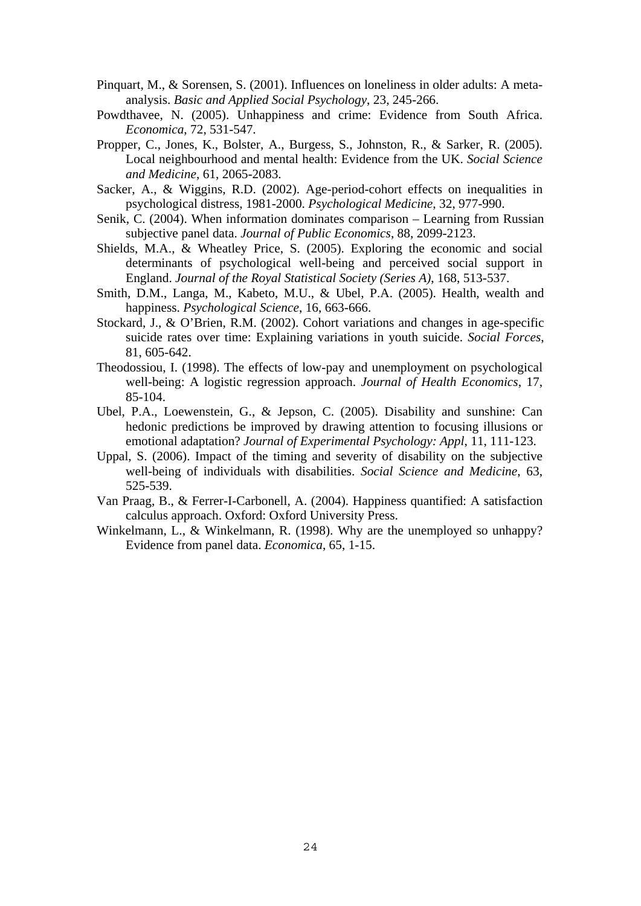Pinquart, M., & Sorensen, S. (2001). Influences on loneliness in older adults: A meta-analysis. *Basic and Applied Social Psychology*, 23, 245-266.

Powdthavee, N. (2005). Unhappiness and crime: Evidence from South Africa. *Economica*, 72, 531-547.

Propper, C., Jones, K., Bolster, A., Burgess, S., Johnston, R., & Sarker, R. (2005). Local neighbourhood and mental health: Evidence from the UK. *Social Science and Medicine*, 61, 2065-2083.

Sacker, A., & Wiggins, R.D. (2002). Age-period-cohort effects on inequalities in psychological distress, 1981-2000. *Psychological Medicine*, 32, 977-990.

Senik, C. (2004). When information dominates comparison – Learning from Russian subjective panel data. *Journal of Public Economics*, 88, 2099-2123.

Shields, M.A., & Wheatley Price, S. (2005). Exploring the economic and social determinants of psychological well-being and perceived social support in England. *Journal of the Royal Statistical Society (Series A)*, 168, 513-537.

Smith, D.M., Langa, M., Kabeto, M.U., & Ubel, P.A. (2005). Health, wealth and happiness. *Psychological Science*, 16, 663-666.

Stockard, J., & O'Brien, R.M. (2002). Cohort variations and changes in age-specific suicide rates over time: Explaining variations in youth suicide. *Social Forces*, 81, 605-642.

Theodossiou, I. (1998). The effects of low-pay and unemployment on psychological well-being: A logistic regression approach. *Journal of Health Economics*, 17, 85-104.

Ubel, P.A., Loewenstein, G., & Jepson, C. (2005). Disability and sunshine: Can hedonic predictions be improved by drawing attention to focusing illusions or emotional adaptation? *Journal of Experimental Psychology: Appl*, 11, 111-123.

Uppal, S. (2006). Impact of the timing and severity of disability on the subjective well-being of individuals with disabilities. *Social Science and Medicine*, 63, 525-539.

Van Praag, B., & Ferrer-I-Carbonell, A. (2004). Happiness quantified: A satisfaction calculus approach. Oxford: Oxford University Press.

Winkelmann, L., & Winkelmann, R. (1998). Why are the unemployed so unhappy? Evidence from panel data. *Economica*, 65, 1-15.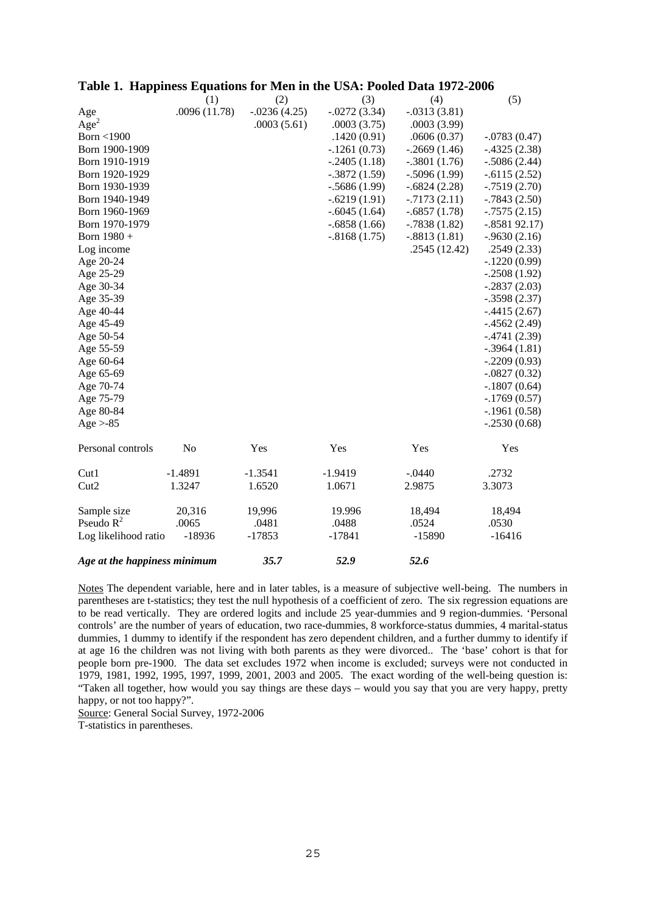## Table 1. Happiness Equations for Men in the USA: Pooled Data 1972-2006

| | (1) | (2) | (3) | (4) | (5) |
|---|---|---|---|---|---|
| Age | .0096 (11.78) | -.0236 (4.25) | -.0272 (3.34) | -.0313 (3.81) | |
| Age$^2$ | | .0003 (5.61) | .0003 (3.75) | .0003 (3.99) | |
| Born <1900 | | | .1420 (0.91) | .0606 (0.37) | -.0783 (0.47) |
| Born 1900-1909 | | | -.1261 (0.73) | -.2669 (1.46) | -.4325 (2.38) |
| Born 1910-1919 | | | -.2405 (1.18) | -.3801 (1.76) | -.5086 (2.44) |
| Born 1920-1929 | | | -.3872 (1.59) | -.5096 (1.99) | -.6115 (2.52) |
| Born 1930-1939 | | | -.5686 (1.99) | -.6824 (2.28) | -.7519 (2.70) |
| Born 1940-1949 | | | -.6219 (1.91) | -.7173 (2.11) | -.7843 (2.50) |
| Born 1960-1969 | | | -.6045 (1.64) | -.6857 (1.78) | -.7575 (2.15) |
| Born 1970-1979 | | | -.6858 (1.66) | -.7838 (1.82) | -.8581 92.17) |
| Born 1980 + | | | -.8168 (1.75) | -.8813 (1.81) | -.9630 (2.16) |
| Log income | | | | .2545 (12.42) | .2549 (2.33) |
| Age 20-24 | | | | | -.1220 (0.99) |
| Age 25-29 | | | | | -.2508 (1.92) |
| Age 30-34 | | | | | -.2837 (2.03) |
| Age 35-39 | | | | | -.3598 (2.37) |
| Age 40-44 | | | | | -.4415 (2.67) |
| Age 45-49 | | | | | -.4562 (2.49) |
| Age 50-54 | | | | | -.4741 (2.39) |
| Age 55-59 | | | | | -.3964 (1.81) |
| Age 60-64 | | | | | -.2209 (0.93) |
| Age 65-69 | | | | | -.0827 (0.32) |
| Age 70-74 | | | | | -.1807 (0.64) |
| Age 75-79 | | | | | -.1769 (0.57) |
| Age 80-84 | | | | | -.1961 (0.58) |
| Age >-85 | | | | | -.2530 (0.68) |
| Personal controls | No | Yes | Yes | Yes | Yes |
| Cut1 | -1.4891 | -1.3541 | -1.9419 | -.0440 | .2732 |
| Cut2 | 1.3247 | 1.6520 | 1.0671 | 2.9875 | 3.3073 |
| Sample size | 20,316 | 19,996 | 19.996 | 18,494 | 18,494 |
| Pseudo $R^2$ | .0065 | .0481 | .0488 | .0524 | .0530 |
| Log likelihood ratio | -18936 | -17853 | -17841 | -15890 | -16416 |
| ***Age at the happiness minimum*** | | ***35.7*** | ***52.9*** | ***52.6*** | |

Notes The dependent variable, here and in later tables, is a measure of subjective well-being. The numbers in parentheses are t-statistics; they test the null hypothesis of a coefficient of zero. The six regression equations are to be read vertically. They are ordered logits and include 25 year-dummies and 9 region-dummies. 'Personal controls' are the number of years of education, two race-dummies, 8 workforce-status dummies, 4 marital-status dummies, 1 dummy to identify if the respondent has zero dependent children, and a further dummy to identify if at age 16 the children was not living with both parents as they were divorced.. The 'base' cohort is that for people born pre-1900. The data set excludes 1972 when income is excluded; surveys were not conducted in 1979, 1981, 1992, 1995, 1997, 1999, 2001, 2003 and 2005. The exact wording of the well-being question is: "Taken all together, how would you say things are these days – would you say that you are very happy, pretty happy, or not too happy?".

Source: General Social Survey, 1972-2006

T-statistics in parentheses.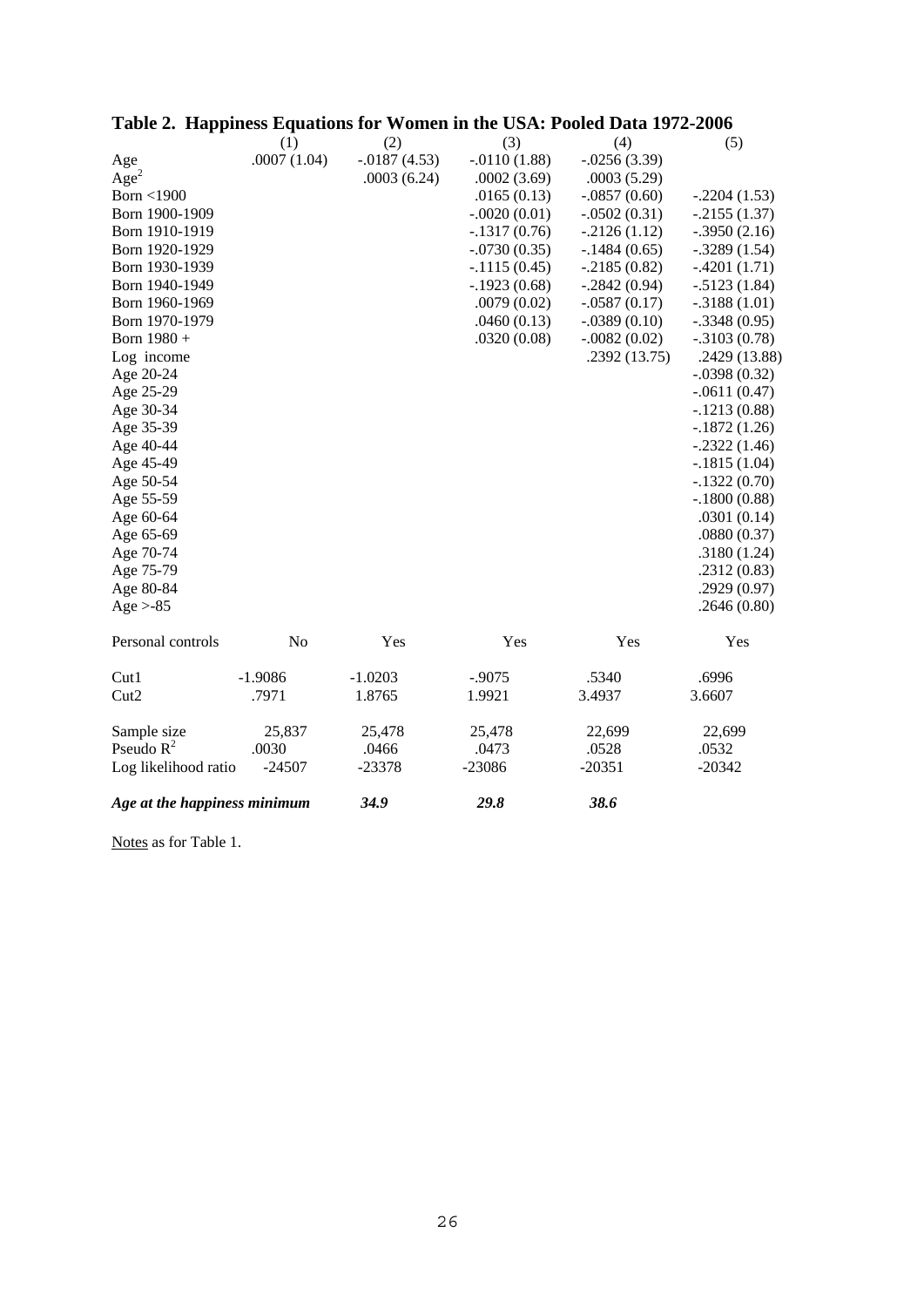## Table 2. Happiness Equations for Women in the USA: Pooled Data 1972-2006

| | (1) | (2) | (3) | (4) | (5) |
|---|---|---|---|---|---|
| Age | .0007 (1.04) | -.0187 (4.53) | -.0110 (1.88) | -.0256 (3.39) | |
| $Age^2$ | | .0003 (6.24) | .0002 (3.69) | .0003 (5.29) | |
| Born <1900 | | | .0165 (0.13) | -.0857 (0.60) | -.2204 (1.53) |
| Born 1900-1909 | | | -.0020 (0.01) | -.0502 (0.31) | -.2155 (1.37) |
| Born 1910-1919 | | | -.1317 (0.76) | -.2126 (1.12) | -.3950 (2.16) |
| Born 1920-1929 | | | -.0730 (0.35) | -.1484 (0.65) | -.3289 (1.54) |
| Born 1930-1939 | | | -.1115 (0.45) | -.2185 (0.82) | -.4201 (1.71) |
| Born 1940-1949 | | | -.1923 (0.68) | -.2842 (0.94) | -.5123 (1.84) |
| Born 1960-1969 | | | .0079 (0.02) | -.0587 (0.17) | -.3188 (1.01) |
| Born 1970-1979 | | | .0460 (0.13) | -.0389 (0.10) | -.3348 (0.95) |
| Born 1980 + | | | .0320 (0.08) | -.0082 (0.02) | -.3103 (0.78) |
| Log income | | | | .2392 (13.75) | .2429 (13.88) |
| Age 20-24 | | | | | -.0398 (0.32) |
| Age 25-29 | | | | | -.0611 (0.47) |
| Age 30-34 | | | | | -.1213 (0.88) |
| Age 35-39 | | | | | -.1872 (1.26) |
| Age 40-44 | | | | | -.2322 (1.46) |
| Age 45-49 | | | | | -.1815 (1.04) |
| Age 50-54 | | | | | -.1322 (0.70) |
| Age 55-59 | | | | | -.1800 (0.88) |
| Age 60-64 | | | | | .0301 (0.14) |
| Age 65-69 | | | | | .0880 (0.37) |
| Age 70-74 | | | | | .3180 (1.24) |
| Age 75-79 | | | | | .2312 (0.83) |
| Age 80-84 | | | | | .2929 (0.97) |
| Age >-85 | | | | | .2646 (0.80) |
| Personal controls | No | Yes | Yes | Yes | Yes |
| Cut1 | -1.9086 | -1.0203 | -.9075 | .5340 | .6996 |
| Cut2 | .7971 | 1.8765 | 1.9921 | 3.4937 | 3.6607 |
| Sample size | 25,837 | 25,478 | 25,478 | 22,699 | 22,699 |
| Pseudo $R^2$ | .0030 | .0466 | .0473 | .0528 | .0532 |
| Log likelihood ratio | -24507 | -23378 | -23086 | -20351 | -20342 |
| ***Age at the happiness minimum*** | | ***34.9*** | ***29.8*** | ***38.6*** | |

Notes as for Table 1.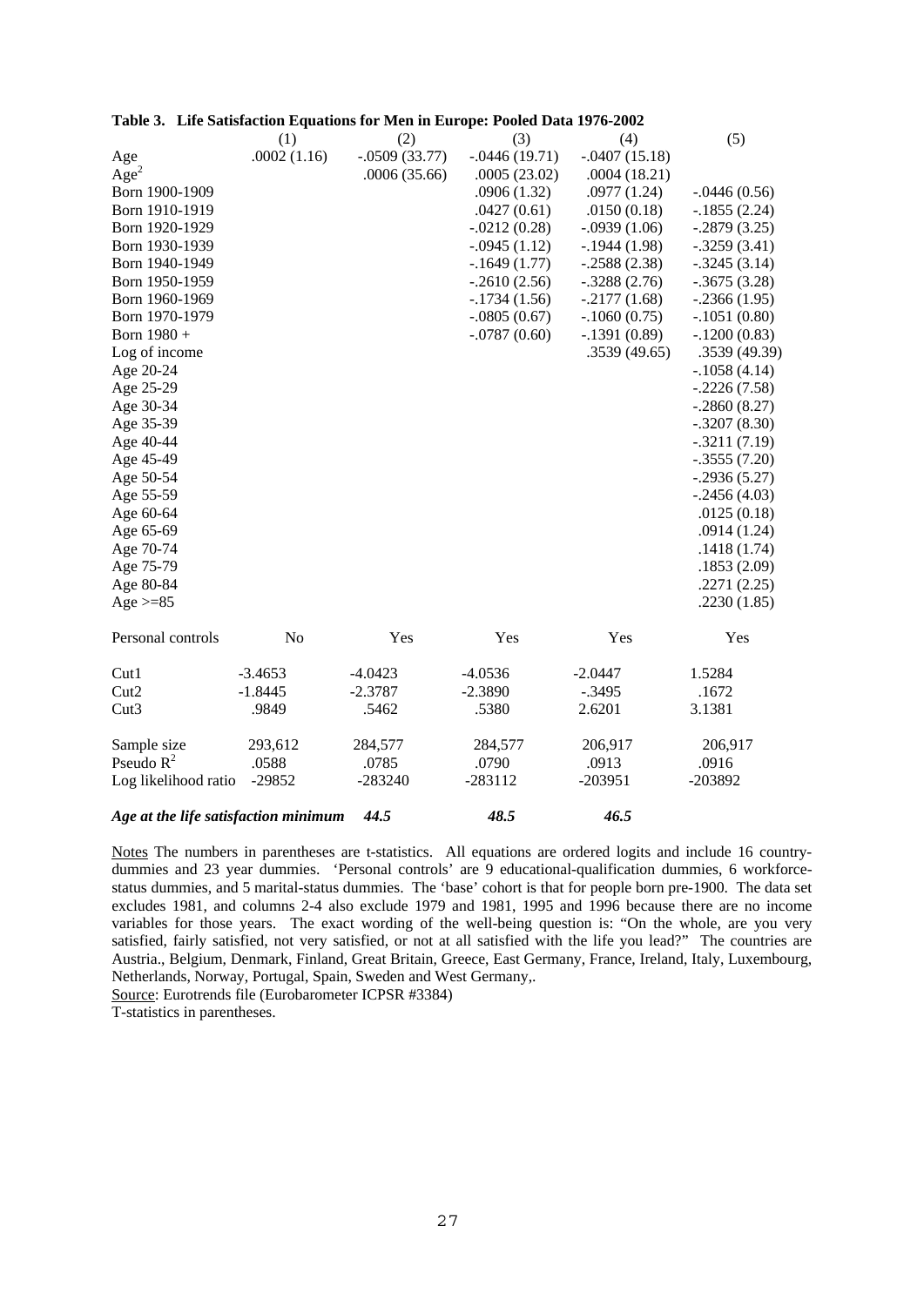**Table 3. Life Satisfaction Equations for Men in Europe: Pooled Data 1976-2002**

| | (1) | (2) | (3) | (4) | (5) |
|---|---|---|---|---|---|
| Age | .0002 (1.16) | -.0509 (33.77) | -.0446 (19.71) | -.0407 (15.18) | |
| $Age^2$ | | .0006 (35.66) | .0005 (23.02) | .0004 (18.21) | |
| Born 1900-1909 | | | .0906 (1.32) | .0977 (1.24) | -.0446 (0.56) |
| Born 1910-1919 | | | .0427 (0.61) | .0150 (0.18) | -.1855 (2.24) |
| Born 1920-1929 | | | -.0212 (0.28) | -.0939 (1.06) | -.2879 (3.25) |
| Born 1930-1939 | | | -.0945 (1.12) | -.1944 (1.98) | -.3259 (3.41) |
| Born 1940-1949 | | | -.1649 (1.77) | -.2588 (2.38) | -.3245 (3.14) |
| Born 1950-1959 | | | -.2610 (2.56) | -.3288 (2.76) | -.3675 (3.28) |
| Born 1960-1969 | | | -.1734 (1.56) | -.2177 (1.68) | -.2366 (1.95) |
| Born 1970-1979 | | | -.0805 (0.67) | -.1060 (0.75) | -.1051 (0.80) |
| Born 1980 + | | | -.0787 (0.60) | -.1391 (0.89) | -.1200 (0.83) |
| Log of income | | | | .3539 (49.65) | .3539 (49.39) |
| Age 20-24 | | | | | -.1058 (4.14) |
| Age 25-29 | | | | | -.2226 (7.58) |
| Age 30-34 | | | | | -.2860 (8.27) |
| Age 35-39 | | | | | -.3207 (8.30) |
| Age 40-44 | | | | | -.3211 (7.19) |
| Age 45-49 | | | | | -.3555 (7.20) |
| Age 50-54 | | | | | -.2936 (5.27) |
| Age 55-59 | | | | | -.2456 (4.03) |
| Age 60-64 | | | | | .0125 (0.18) |
| Age 65-69 | | | | | .0914 (1.24) |
| Age 70-74 | | | | | .1418 (1.74) |
| Age 75-79 | | | | | .1853 (2.09) |
| Age 80-84 | | | | | .2271 (2.25) |
| Age >=85 | | | | | .2230 (1.85) |
| Personal controls | No | Yes | Yes | Yes | Yes |
| Cut1 | -3.4653 | -4.0423 | -4.0536 | -2.0447 | 1.5284 |
| Cut2 | -1.8445 | -2.3787 | -2.3890 | -.3495 | .1672 |
| Cut3 | .9849 | .5462 | .5380 | 2.6201 | 3.1381 |
| Sample size | 293,612 | 284,577 | 284,577 | 206,917 | 206,917 |
| Pseudo $R^2$ | .0588 | .0785 | .0790 | .0913 | .0916 |
| Log likelihood ratio | -29852 | -283240 | -283112 | -203951 | -203892 |
| ***Age at the life satisfaction minimum*** | | ***44.5*** | ***48.5*** | ***46.5*** | |

Notes The numbers in parentheses are t-statistics. All equations are ordered logits and include 16 country-dummies and 23 year dummies. 'Personal controls' are 9 educational-qualification dummies, 6 workforce-status dummies, and 5 marital-status dummies. The 'base' cohort is that for people born pre-1900. The data set excludes 1981, and columns 2-4 also exclude 1979 and 1981, 1995 and 1996 because there are no income variables for those years. The exact wording of the well-being question is: "On the whole, are you very satisfied, fairly satisfied, not very satisfied, or not at all satisfied with the life you lead?" The countries are Austria., Belgium, Denmark, Finland, Great Britain, Greece, East Germany, France, Ireland, Italy, Luxembourg, Netherlands, Norway, Portugal, Spain, Sweden and West Germany,.

Source: Eurotrends file (Eurobarometer ICPSR #3384)

T-statistics in parentheses.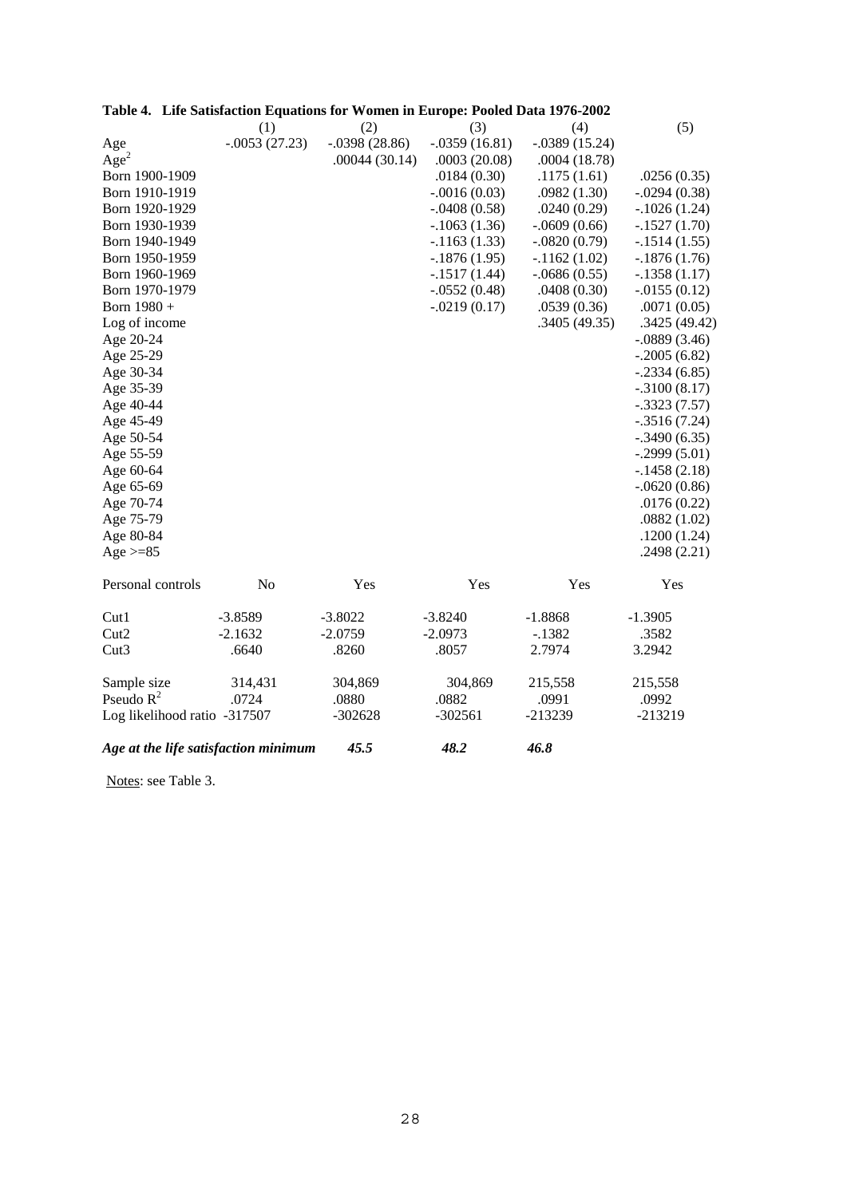**Table 4. Life Satisfaction Equations for Women in Europe: Pooled Data 1976-2002**

| | (1) | (2) | (3) | (4) | (5) |
|---|---|---|---|---|---|
| Age | -.0053 (27.23) | -.0398 (28.86) | -.0359 (16.81) | -.0389 (15.24) | |
| $Age^2$ | | .00044 (30.14) | .0003 (20.08) | .0004 (18.78) | |
| Born 1900-1909 | | | .0184 (0.30) | .1175 (1.61) | .0256 (0.35) |
| Born 1910-1919 | | | -.0016 (0.03) | .0982 (1.30) | -.0294 (0.38) |
| Born 1920-1929 | | | -.0408 (0.58) | .0240 (0.29) | -.1026 (1.24) |
| Born 1930-1939 | | | -.1063 (1.36) | -.0609 (0.66) | -.1527 (1.70) |
| Born 1940-1949 | | | -.1163 (1.33) | -.0820 (0.79) | -.1514 (1.55) |
| Born 1950-1959 | | | -.1876 (1.95) | -.1162 (1.02) | -.1876 (1.76) |
| Born 1960-1969 | | | -.1517 (1.44) | -.0686 (0.55) | -.1358 (1.17) |
| Born 1970-1979 | | | -.0552 (0.48) | .0408 (0.30) | -.0155 (0.12) |
| Born 1980 + | | | -.0219 (0.17) | .0539 (0.36) | .0071 (0.05) |
| Log of income | | | | .3405 (49.35) | .3425 (49.42) |
| Age 20-24 | | | | | -.0889 (3.46) |
| Age 25-29 | | | | | -.2005 (6.82) |
| Age 30-34 | | | | | -.2334 (6.85) |
| Age 35-39 | | | | | -.3100 (8.17) |
| Age 40-44 | | | | | -.3323 (7.57) |
| Age 45-49 | | | | | -.3516 (7.24) |
| Age 50-54 | | | | | -.3490 (6.35) |
| Age 55-59 | | | | | -.2999 (5.01) |
| Age 60-64 | | | | | -.1458 (2.18) |
| Age 65-69 | | | | | -.0620 (0.86) |
| Age 70-74 | | | | | .0176 (0.22) |
| Age 75-79 | | | | | .0882 (1.02) |
| Age 80-84 | | | | | .1200 (1.24) |
| Age >=85 | | | | | .2498 (2.21) |
| Personal controls | No | Yes | Yes | Yes | Yes |
| Cut1 | -3.8589 | -3.8022 | -3.8240 | -1.8868 | -1.3905 |
| Cut2 | -2.1632 | -2.0759 | -2.0973 | -.1382 | .3582 |
| Cut3 | .6640 | .8260 | .8057 | 2.7974 | 3.2942 |
| Sample size | 314,431 | 304,869 | 304,869 | 215,558 | 215,558 |
| Pseudo $R^2$ | .0724 | .0880 | .0882 | .0991 | .0992 |
| Log likelihood ratio | -317507 | -302628 | -302561 | -213239 | -213219 |
| ***Age at the life satisfaction minimum*** | | ***45.5*** | ***48.2*** | ***46.8*** | |

Notes: see Table 3.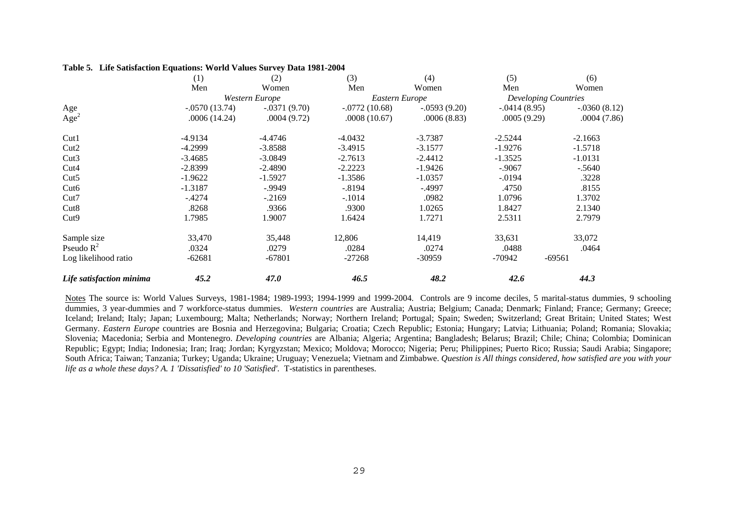**Table 5. Life Satisfaction Equations: World Values Survey Data 1981-2004**

| | (1) | (2) | (3) | (4) | (5) | (6) |
|---|---|---|---|---|---|---|
| | Men | Women | Men | Women | Men | Women |
| | *Western Europe* | | *Eastern Europe* | | *Developing Countries* | |
| Age | -.0570 (13.74) | -.0371 (9.70) | -.0772 (10.68) | -.0593 (9.20) | -.0414 (8.95) | -.0360 (8.12) |
| $Age^2$ | .0006 (14.24) | .0004 (9.72) | .0008 (10.67) | .0006 (8.83) | .0005 (9.29) | .0004 (7.86) |
| Cut1 | -4.9134 | -4.4746 | -4.0432 | -3.7387 | -2.5244 | -2.1663 |
| Cut2 | -4.2999 | -3.8588 | -3.4915 | -3.1577 | -1.9276 | -1.5718 |
| Cut3 | -3.4685 | -3.0849 | -2.7613 | -2.4412 | -1.3525 | -1.0131 |
| Cut4 | -2.8399 | -2.4890 | -2.2223 | -1.9426 | -.9067 | -.5640 |
| Cut5 | -1.9622 | -1.5927 | -1.3586 | -1.0357 | -.0194 | .3228 |
| Cut6 | -1.3187 | -.9949 | -.8194 | -.4997 | .4750 | .8155 |
| Cut7 | -.4274 | -.2169 | -.1014 | .0982 | 1.0796 | 1.3702 |
| Cut8 | .8268 | .9366 | .9300 | 1.0265 | 1.8427 | 2.1340 |
| Cut9 | 1.7985 | 1.9007 | 1.6424 | 1.7271 | 2.5311 | 2.7979 |
| Sample size | 33,470 | 35,448 | 12,806 | 14,419 | 33,631 | 33,072 |
| Pseudo $R^2$ | .0324 | .0279 | .0284 | .0274 | .0488 | .0464 |
| Log likelihood ratio | -62681 | -67801 | -27268 | -30959 | -70942 | -69561 |
| ***Life satisfaction minima*** | ***45.2*** | ***47.0*** | ***46.5*** | ***48.2*** | ***42.6*** | ***44.3*** |

Notes The source is: World Values Surveys, 1981-1984; 1989-1993; 1994-1999 and 1999-2004. Controls are 9 income deciles, 5 marital-status dummies, 9 schooling dummies, 3 year-dummies and 7 workforce-status dummies. *Western countries* are Australia; Austria; Belgium; Canada; Denmark; Finland; France; Germany; Greece; Iceland; Ireland; Italy; Japan; Luxembourg; Malta; Netherlands; Norway; Northern Ireland; Portugal; Spain; Sweden; Switzerland; Great Britain; United States; West Germany. *Eastern Europe* countries are Bosnia and Herzegovina; Bulgaria; Croatia; Czech Republic; Estonia; Hungary; Latvia; Lithuania; Poland; Romania; Slovakia; Slovenia; Macedonia; Serbia and Montenegro. *Developing countries* are Albania; Algeria; Argentina; Bangladesh; Belarus; Brazil; Chile; China; Colombia; Dominican Republic; Egypt; India; Indonesia; Iran; Iraq; Jordan; Kyrgyzstan; Mexico; Moldova; Morocco; Nigeria; Peru; Philippines; Puerto Rico; Russia; Saudi Arabia; Singapore; South Africa; Taiwan; Tanzania; Turkey; Uganda; Ukraine; Uruguay; Venezuela; Vietnam and Zimbabwe. *Question is All things considered, how satisfied are you with your life as a whole these days? A. 1 'Dissatisfied' to 10 'Satisfied'.* T-statistics in parentheses.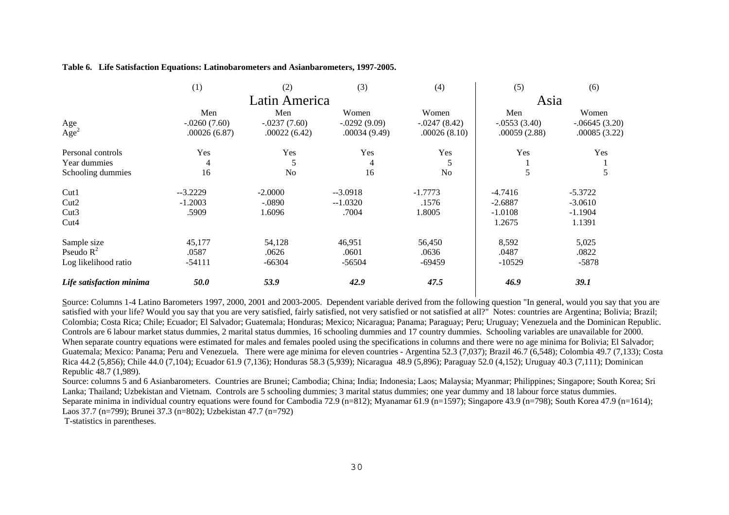**Table 6. Life Satisfaction Equations: Latinobarometers and Asianbarometers, 1997-2005.**

| | (1) | (2) | (3) | (4) | (5) | (6) |
|---|---|---|---|---|---|---|
| | Latin America | | | | Asia | |
| | Men | Men | Women | Women | Men | Women |
| Age | -.0260 (7.60) | -.0237 (7.60) | -.0292 (9.09) | -.0247 (8.42) | -.0553 (3.40) | -.06645 (3.20) |
| $Age^2$ | .00026 (6.87) | .00022 (6.42) | .00034 (9.49) | .00026 (8.10) | .00059 (2.88) | .00085 (3.22) |
| Personal controls | Yes | Yes | Yes | Yes | Yes | Yes |
| Year dummies | 4 | 5 | 4 | 5 | 1 | 1 |
| Schooling dummies | 16 | No | 16 | No | 5 | 5 |
| Cut1 | --3.2229 | -2.0000 | --3.0918 | -1.7773 | -4.7416 | -5.3722 |
| Cut2 | -1.2003 | -.0890 | --1.0320 | .1576 | -2.6887 | -3.0610 |
| Cut3 | .5909 | 1.6096 | .7004 | 1.8005 | -1.0108 | -1.1904 |
| Cut4 | | | | | 1.2675 | 1.1391 |
| Sample size | 45,177 | 54,128 | 46,951 | 56,450 | 8,592 | 5,025 |
| Pseudo $R^2$ | .0587 | .0626 | .0601 | .0636 | .0487 | .0822 |
| Log likelihood ratio | -54111 | -66304 | -56504 | -69459 | -10529 | -5878 |
| ***Life satisfaction minima*** | ***50.0*** | ***53.9*** | ***42.9*** | ***47.5*** | ***46.9*** | ***39.1*** |

Source: Columns 1-4 Latino Barometers 1997, 2000, 2001 and 2003-2005. Dependent variable derived from the following question "In general, would you say that you are satisfied with your life? Would you say that you are very satisfied, fairly satisfied, not very satisfied or not satisfied at all?" Notes: countries are Argentina; Bolivia; Brazil; Colombia; Costa Rica; Chile; Ecuador; El Salvador; Guatemala; Honduras; Mexico; Nicaragua; Panama; Paraguay; Peru; Uruguay; Venezuela and the Dominican Republic. Controls are 6 labour market status dummies, 2 marital status dummies, 16 schooling dummies and 17 country dummies. Schooling variables are unavailable for 2000. When separate country equations were estimated for males and females pooled using the specifications in columns and there were no age minima for Bolivia; El Salvador; Guatemala; Mexico: Panama; Peru and Venezuela. There were age minima for eleven countries - Argentina 52.3 (7,037); Brazil 46.7 (6,548); Colombia 49.7 (7,133); Costa Rica 44.2 (5,856); Chile 44.0 (7,104); Ecuador 61.9 (7,136); Honduras 58.3 (5,939); Nicaragua 48.9 (5,896); Paraguay 52.0 (4,152); Uruguay 40.3 (7,111); Dominican Republic 48.7 (1,989).

Source: columns 5 and 6 Asianbarometers. Countries are Brunei; Cambodia; China; India; Indonesia; Laos; Malaysia; Myanmar; Philippines; Singapore; South Korea; Sri Lanka; Thailand; Uzbekistan and Vietnam. Controls are 5 schooling dummies; 3 marital status dummies; one year dummy and 18 labour force status dummies. Separate minima in individual country equations were found for Cambodia 72.9 (n=812); Myanamar 61.9 (n=1597); Singapore 43.9 (n=798); South Korea 47.9 (n=1614); Laos 37.7 (n=799); Brunei 37.3 (n=802); Uzbekistan 47.7 (n=792)

T-statistics in parentheses.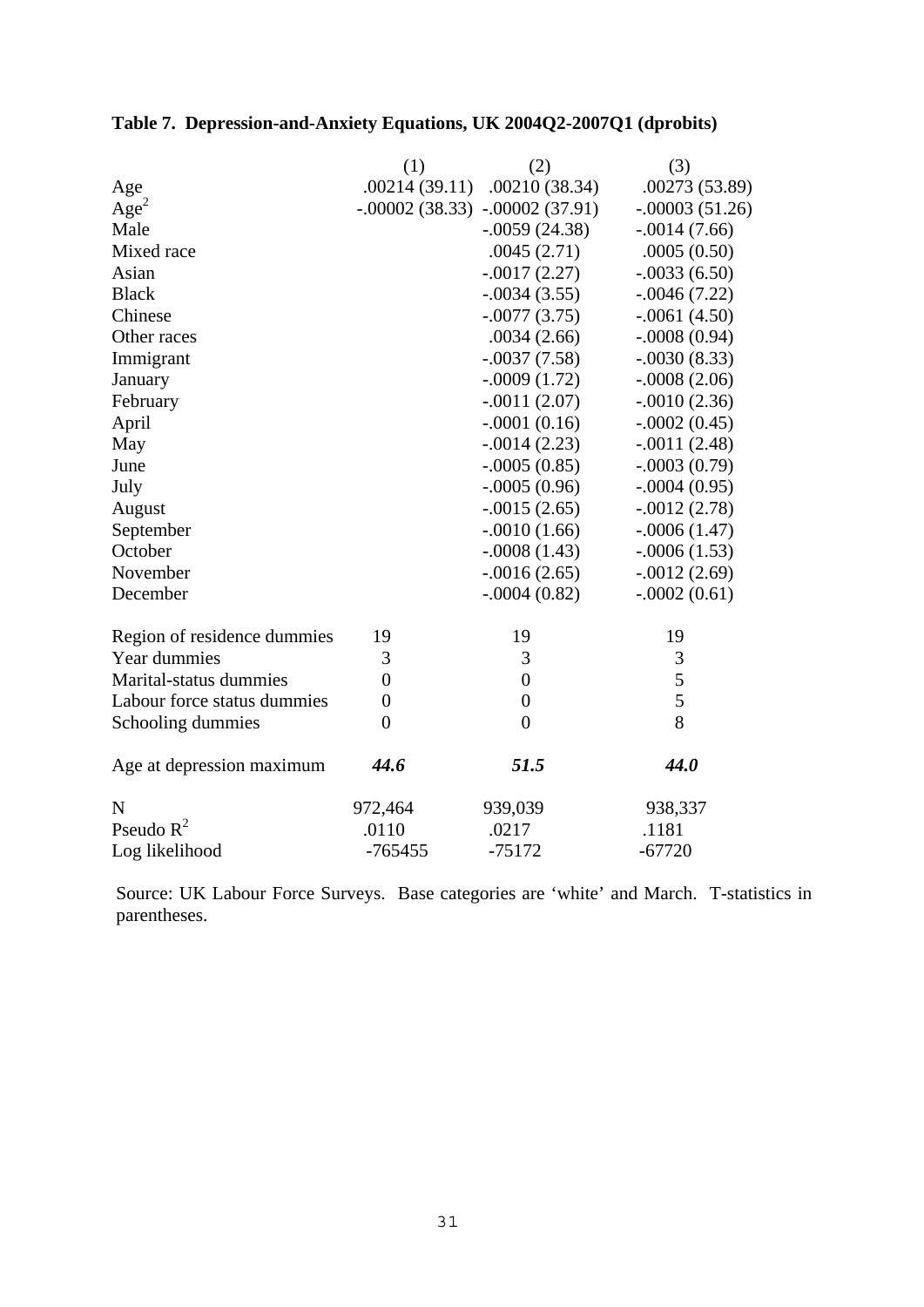**Table 7. Depression-and-Anxiety Equations, UK 2004Q2-2007Q1 (dprobits)**

| | (1) | (2) | (3) |
|---|---|---|---|
| Age | .00214 (39.11) | .00210 (38.34) | .00273 (53.89) |
| $Age^2$ | -.00002 (38.33) | -.00002 (37.91) | -.00003 (51.26) |
| Male | | -.0059 (24.38) | -.0014 (7.66) |
| Mixed race | | .0045 (2.71) | .0005 (0.50) |
| Asian | | -.0017 (2.27) | -.0033 (6.50) |
| Black | | -.0034 (3.55) | -.0046 (7.22) |
| Chinese | | -.0077 (3.75) | -.0061 (4.50) |
| Other races | | .0034 (2.66) | -.0008 (0.94) |
| Immigrant | | -.0037 (7.58) | -.0030 (8.33) |
| January | | -.0009 (1.72) | -.0008 (2.06) |
| February | | -.0011 (2.07) | -.0010 (2.36) |
| April | | -.0001 (0.16) | -.0002 (0.45) |
| May | | -.0014 (2.23) | -.0011 (2.48) |
| June | | -.0005 (0.85) | -.0003 (0.79) |
| July | | -.0005 (0.96) | -.0004 (0.95) |
| August | | -.0015 (2.65) | -.0012 (2.78) |
| September | | -.0010 (1.66) | -.0006 (1.47) |
| October | | -.0008 (1.43) | -.0006 (1.53) |
| November | | -.0016 (2.65) | -.0012 (2.69) |
| December | | -.0004 (0.82) | -.0002 (0.61) |
| | | | |
| Region of residence dummies | 19 | 19 | 19 |
| Year dummies | 3 | 3 | 3 |
| Marital-status dummies | 0 | 0 | 5 |
| Labour force status dummies | 0 | 0 | 5 |
| Schooling dummies | 0 | 0 | 8 |
| | | | |
| Age at depression maximum | ***44.6*** | ***51.5*** | ***44.0*** |
| | | | |
| N | 972,464 | 939,039 | 938,337 |
| Pseudo $R^2$ | .0110 | .0217 | .1181 |
| Log likelihood | -765455 | -75172 | -67720 |

Source: UK Labour Force Surveys. Base categories are 'white' and March. T-statistics in parentheses.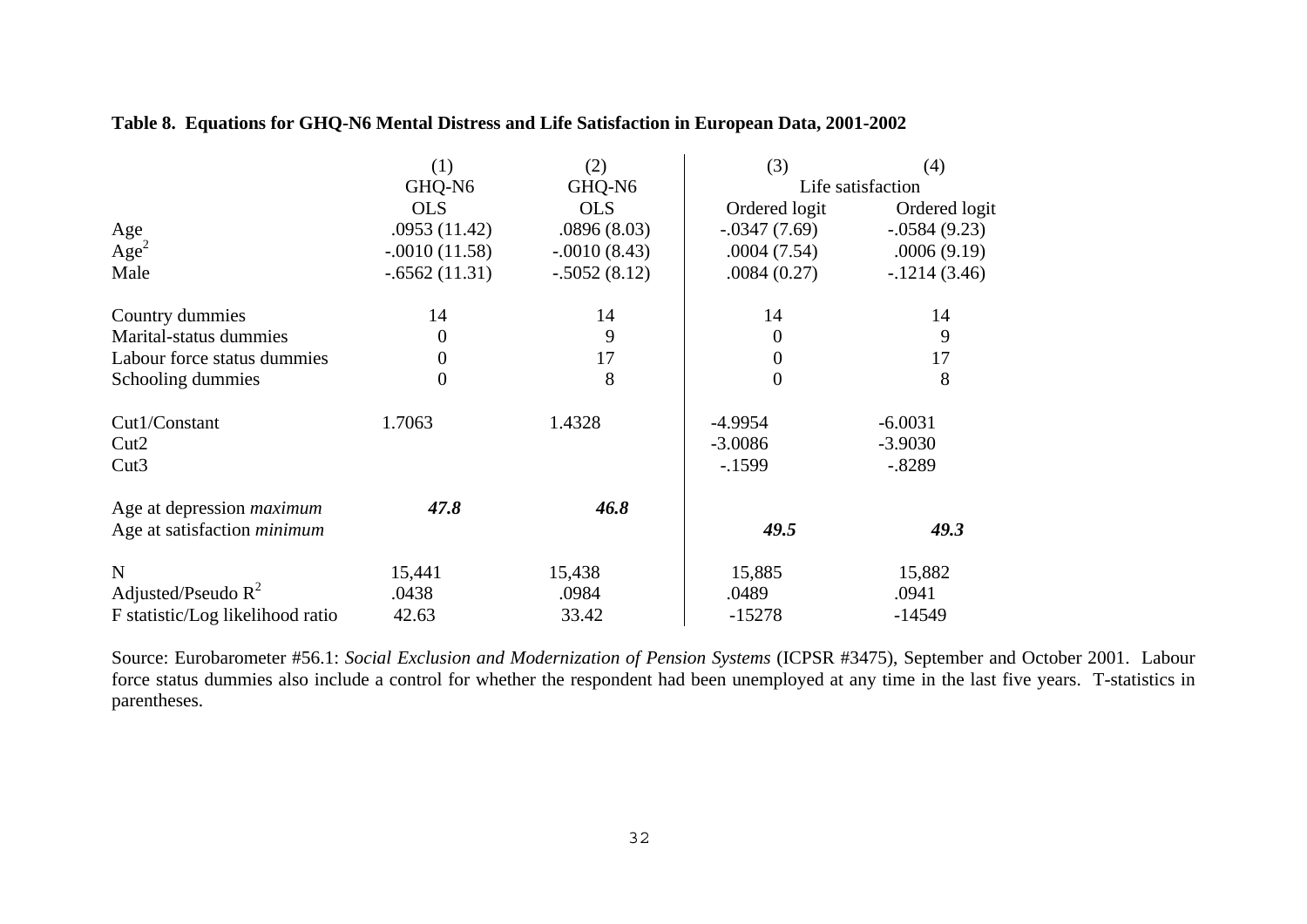**Table 8. Equations for GHQ-N6 Mental Distress and Life Satisfaction in European Data, 2001-2002**

| | (1) | (2) | (3) | (4) |
|---|---|---|---|---|
| | GHQ-N6 | GHQ-N6 | Life satisfaction | |
| | OLS | OLS | Ordered logit | Ordered logit |
| Age | .0953 (11.42) | .0896 (8.03) | -.0347 (7.69) | -.0584 (9.23) |
| $Age^2$ | -.0010 (11.58) | -.0010 (8.43) | .0004 (7.54) | .0006 (9.19) |
| Male | -.6562 (11.31) | -.5052 (8.12) | .0084 (0.27) | -.1214 (3.46) |
| | | | | |
| Country dummies | 14 | 14 | 14 | 14 |
| Marital-status dummies | 0 | 9 | 0 | 9 |
| Labour force status dummies | 0 | 17 | 0 | 17 |
| Schooling dummies | 0 | 8 | 0 | 8 |
| | | | | |
| Cut1/Constant | 1.7063 | 1.4328 | -4.9954 | -6.0031 |
| Cut2 | | | -3.0086 | -3.9030 |
| Cut3 | | | -.1599 | -.8289 |
| | | | | |
| Age at depression *maximum* | ***47.8*** | ***46.8*** | | |
| Age at satisfaction *minimum* | | | ***49.5*** | ***49.3*** |
| | | | | |
| N | 15,441 | 15,438 | 15,885 | 15,882 |
| Adjusted/Pseudo $R^2$ | .0438 | .0984 | .0489 | .0941 |
| F statistic/Log likelihood ratio | 42.63 | 33.42 | -15278 | -14549 |

Source: Eurobarometer #56.1: *Social Exclusion and Modernization of Pension Systems* (ICPSR #3475), September and October 2001. Labour force status dummies also include a control for whether the respondent had been unemployed at any time in the last five years. T-statistics in parentheses.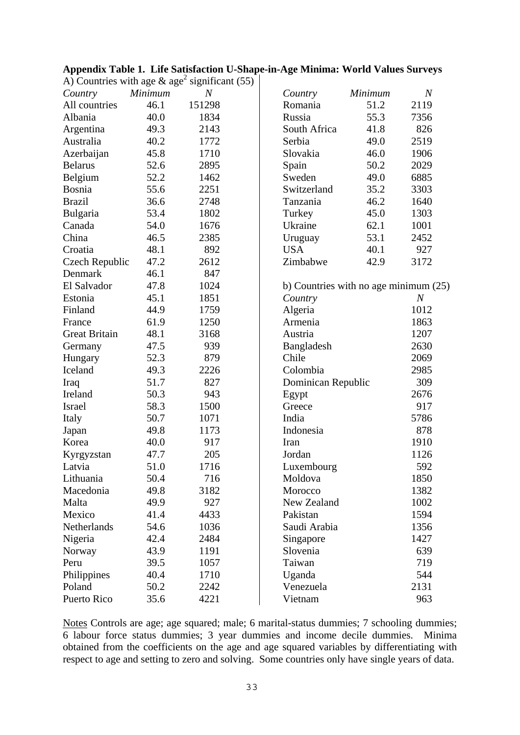**Appendix Table 1. Life Satisfaction U-Shape-in-Age Minima: World Values Surveys**

A) Countries with age & age$^2$ significant (55)

| *Country* | *Minimum* | *N* |
|---|---|---|
| All countries | 46.1 | 151298 |
| Albania | 40.0 | 1834 |
| Argentina | 49.3 | 2143 |
| Australia | 40.2 | 1772 |
| Azerbaijan | 45.8 | 1710 |
| Belarus | 52.6 | 2895 |
| Belgium | 52.2 | 1462 |
| Bosnia | 55.6 | 2251 |
| Brazil | 36.6 | 2748 |
| Bulgaria | 53.4 | 1802 |
| Canada | 54.0 | 1676 |
| China | 46.5 | 2385 |
| Croatia | 48.1 | 892 |
| Czech Republic | 47.2 | 2612 |
| Denmark | 46.1 | 847 |
| El Salvador | 47.8 | 1024 |
| Estonia | 45.1 | 1851 |
| Finland | 44.9 | 1759 |
| France | 61.9 | 1250 |
| Great Britain | 48.1 | 3168 |
| Germany | 47.5 | 939 |
| Hungary | 52.3 | 879 |
| Iceland | 49.3 | 2226 |
| Iraq | 51.7 | 827 |
| Ireland | 50.3 | 943 |
| Israel | 58.3 | 1500 |
| Italy | 50.7 | 1071 |
| Japan | 49.8 | 1173 |
| Korea | 40.0 | 917 |
| Kyrgyzstan | 47.7 | 205 |
| Latvia | 51.0 | 1716 |
| Lithuania | 50.4 | 716 |
| Macedonia | 49.8 | 3182 |
| Malta | 49.9 | 927 |
| Mexico | 41.4 | 4433 |
| Netherlands | 54.6 | 1036 |
| Nigeria | 42.4 | 2484 |
| Norway | 43.9 | 1191 |
| Peru | 39.5 | 1057 |
| Philippines | 40.4 | 1710 |
| Poland | 50.2 | 2242 |
| Puerto Rico | 35.6 | 4221 |
| Romania | 51.2 | 2119 |
| Russia | 55.3 | 7356 |
| South Africa | 41.8 | 826 |
| Serbia | 49.0 | 2519 |
| Slovakia | 46.0 | 1906 |
| Spain | 50.2 | 2029 |
| Sweden | 49.0 | 6885 |
| Switzerland | 35.2 | 3303 |
| Tanzania | 46.2 | 1640 |
| Turkey | 45.0 | 1303 |
| Ukraine | 62.1 | 1001 |
| Uruguay | 53.1 | 2452 |
| USA | 40.1 | 927 |
| Zimbabwe | 42.9 | 3172 |

b) Countries with no age minimum (25)

| *Country* | *N* |
|---|---|
| Algeria | 1012 |
| Armenia | 1863 |
| Austria | 1207 |
| Bangladesh | 2630 |
| Chile | 2069 |
| Colombia | 2985 |
| Dominican Republic | 309 |
| Egypt | 2676 |
| Greece | 917 |
| India | 5786 |
| Indonesia | 878 |
| Iran | 1910 |
| Jordan | 1126 |
| Luxembourg | 592 |
| Moldova | 1850 |
| Morocco | 1382 |
| New Zealand | 1002 |
| Pakistan | 1594 |
| Saudi Arabia | 1356 |
| Singapore | 1427 |
| Slovenia | 639 |
| Taiwan | 719 |
| Uganda | 544 |
| Venezuela | 2131 |
| Vietnam | 963 |

Notes Controls are age; age squared; male; 6 marital-status dummies; 7 schooling dummies; 6 labour force status dummies; 3 year dummies and income decile dummies. Minima obtained from the coefficients on the age and age squared variables by differentiating with respect to age and setting to zero and solving. Some countries only have single years of data.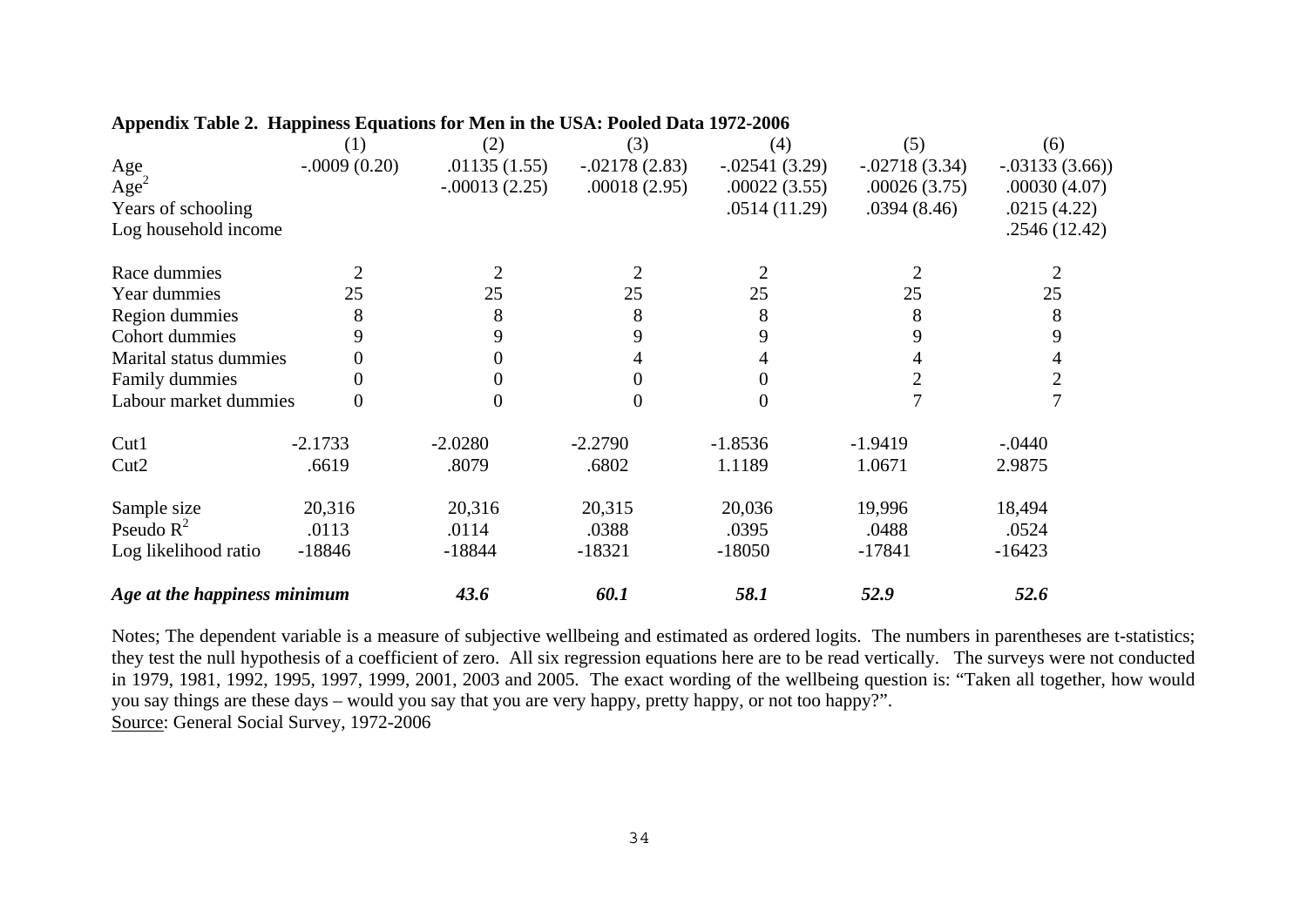**Appendix Table 2. Happiness Equations for Men in the USA: Pooled Data 1972-2006**

| | (1) | (2) | (3) | (4) | (5) | (6) |
|---|---|---|---|---|---|---|
| Age | -.0009 (0.20) | .01135 (1.55) | -.02178 (2.83) | -.02541 (3.29) | -.02718 (3.34) | -.03133 (3.66)) |
| $Age^2$ | | -.00013 (2.25) | .00018 (2.95) | .00022 (3.55) | .00026 (3.75) | .00030 (4.07) |
| Years of schooling | | | | .0514 (11.29) | .0394 (8.46) | .0215 (4.22) |
| Log household income | | | | | | .2546 (12.42) |
| | | | | | | |
| Race dummies | 2 | 2 | 2 | 2 | 2 | 2 |
| Year dummies | 25 | 25 | 25 | 25 | 25 | 25 |
| Region dummies | 8 | 8 | 8 | 8 | 8 | 8 |
| Cohort dummies | 9 | 9 | 9 | 9 | 9 | 9 |
| Marital status dummies | 0 | 0 | 4 | 4 | 4 | 4 |
| Family dummies | 0 | 0 | 0 | 0 | 2 | 2 |
| Labour market dummies | 0 | 0 | 0 | 0 | 7 | 7 |
| | | | | | | |
| Cut1 | -2.1733 | -2.0280 | -2.2790 | -1.8536 | -1.9419 | -.0440 |
| Cut2 | .6619 | .8079 | .6802 | 1.1189 | 1.0671 | 2.9875 |
| | | | | | | |
| Sample size | 20,316 | 20,316 | 20,315 | 20,036 | 19,996 | 18,494 |
| Pseudo $R^2$ | .0113 | .0114 | .0388 | .0395 | .0488 | .0524 |
| Log likelihood ratio | -18846 | -18844 | -18321 | -18050 | -17841 | -16423 |
| | | | | | | |
| ***Age at the happiness minimum*** | | ***43.6*** | ***60.1*** | ***58.1*** | ***52.9*** | ***52.6*** |

Notes; The dependent variable is a measure of subjective wellbeing and estimated as ordered logits. The numbers in parentheses are t-statistics; they test the null hypothesis of a coefficient of zero. All six regression equations here are to be read vertically. The surveys were not conducted in 1979, 1981, 1992, 1995, 1997, 1999, 2001, 2003 and 2005. The exact wording of the wellbeing question is: "Taken all together, how would you say things are these days – would you say that you are very happy, pretty happy, or not too happy?".
Source: General Social Survey, 1972-2006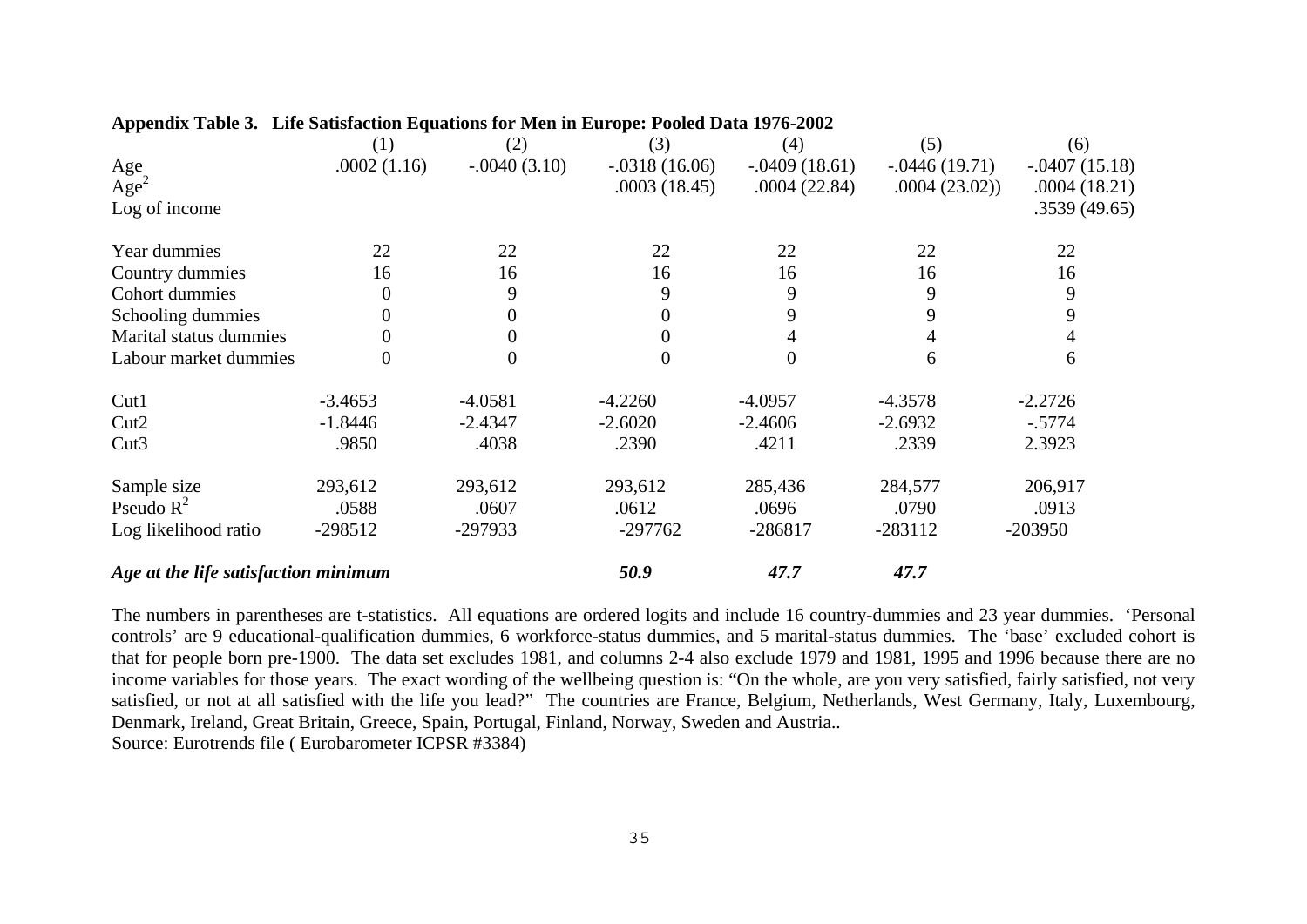**Appendix Table 3. Life Satisfaction Equations for Men in Europe: Pooled Data 1976-2002**

| | (1) | (2) | (3) | (4) | (5) | (6) |
|---|---|---|---|---|---|---|
| Age | .0002 (1.16) | -.0040 (3.10) | -.0318 (16.06) | -.0409 (18.61) | -.0446 (19.71) | -.0407 (15.18) |
| $Age^2$ | | | .0003 (18.45) | .0004 (22.84) | .0004 (23.02)) | .0004 (18.21) |
| Log of income | | | | | | .3539 (49.65) |
| | | | | | | |
| Year dummies | 22 | 22 | 22 | 22 | 22 | 22 |
| Country dummies | 16 | 16 | 16 | 16 | 16 | 16 |
| Cohort dummies | 0 | 9 | 9 | 9 | 9 | 9 |
| Schooling dummies | 0 | 0 | 0 | 9 | 9 | 9 |
| Marital status dummies | 0 | 0 | 0 | 4 | 4 | 4 |
| Labour market dummies | 0 | 0 | 0 | 0 | 6 | 6 |
| | | | | | | |
| Cut1 | -3.4653 | -4.0581 | -4.2260 | -4.0957 | -4.3578 | -2.2726 |
| Cut2 | -1.8446 | -2.4347 | -2.6020 | -2.4606 | -2.6932 | -.5774 |
| Cut3 | .9850 | .4038 | .2390 | .4211 | .2339 | 2.3923 |
| | | | | | | |
| Sample size | 293,612 | 293,612 | 293,612 | 285,436 | 284,577 | 206,917 |
| Pseudo $R^2$ | .0588 | .0607 | .0612 | .0696 | .0790 | .0913 |
| Log likelihood ratio | -298512 | -297933 | -297762 | -286817 | -283112 | -203950 |
| | | | | | | |
| ***Age at the life satisfaction minimum*** | | | ***50.9*** | ***47.7*** | ***47.7*** | |

The numbers in parentheses are t-statistics. All equations are ordered logits and include 16 country-dummies and 23 year dummies. 'Personal controls' are 9 educational-qualification dummies, 6 workforce-status dummies, and 5 marital-status dummies. The 'base' excluded cohort is that for people born pre-1900. The data set excludes 1981, and columns 2-4 also exclude 1979 and 1981, 1995 and 1996 because there are no income variables for those years. The exact wording of the wellbeing question is: "On the whole, are you very satisfied, fairly satisfied, not very satisfied, or not at all satisfied with the life you lead?" The countries are France, Belgium, Netherlands, West Germany, Italy, Luxembourg, Denmark, Ireland, Great Britain, Greece, Spain, Portugal, Finland, Norway, Sweden and Austria..

Source: Eurotrends file ( Eurobarometer ICPSR #3384)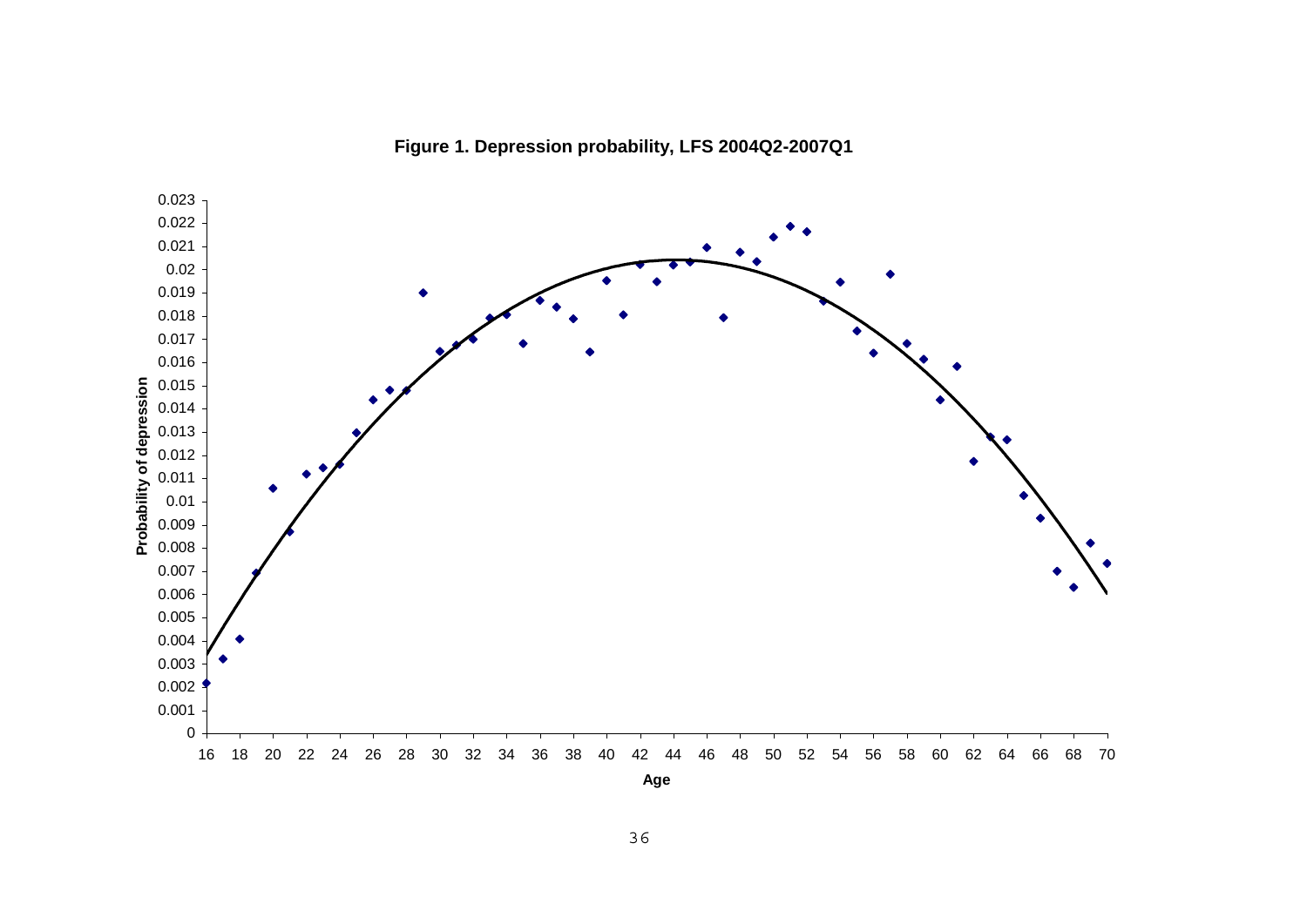**Figure 1. Depression probability, LFS 2004Q2-2007Q1**

Probability of depression

0.023
0.022
0.021
0.02
0.019
0.018
0.017
0.016
0.015
0.014
0.013
0.012
0.011
0.01
0.009
0.008
0.007
0.006
0.005
0.004
0.003
0.002
0.001
0

16 18 20 22 24 26 28 30 32 34 36 38 40 42 44 46 48 50 52 54 56 58 60 62 64 66 68 70

Age